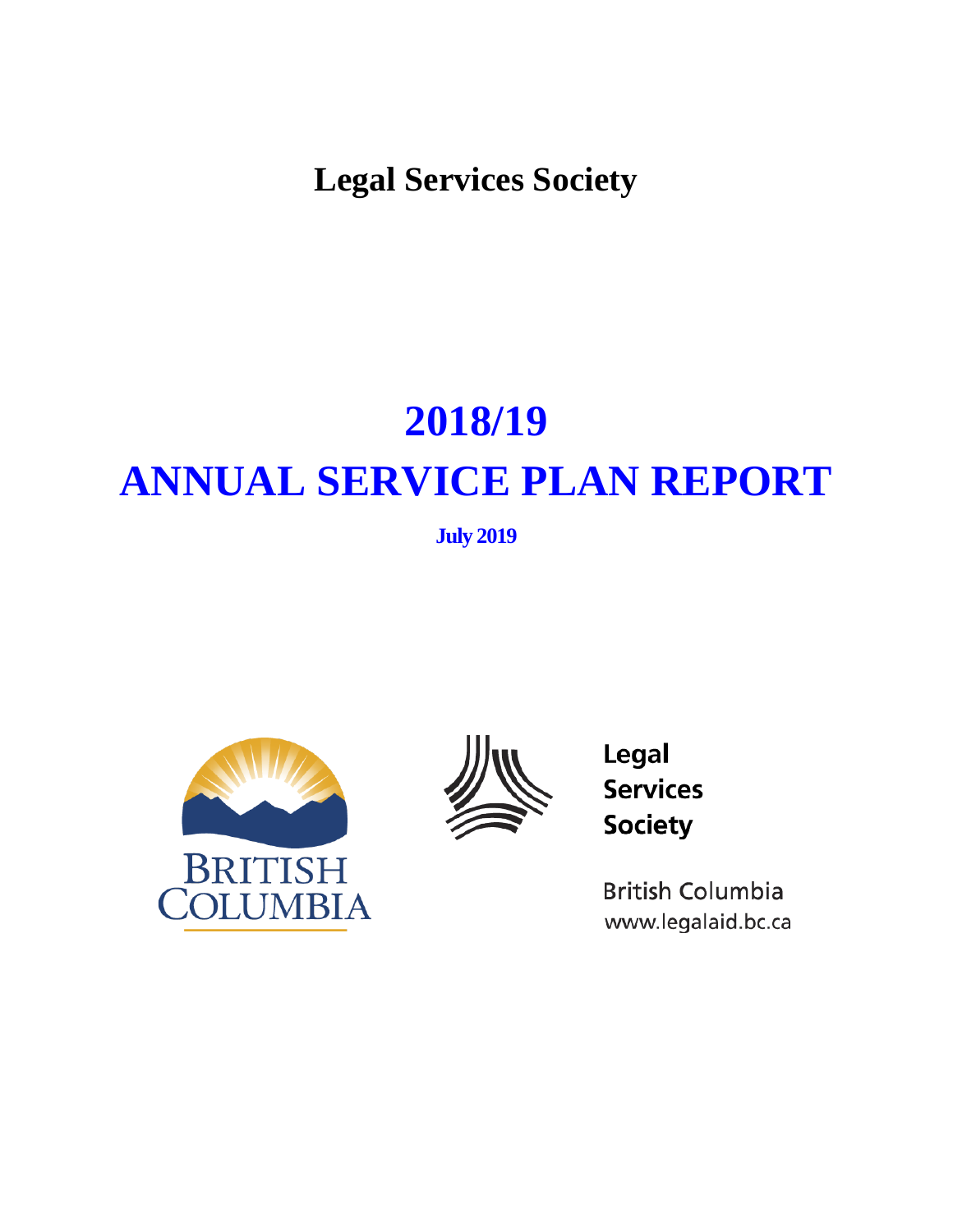**Legal Services Society**

# 2018/19

# ANNUAL SERVICE PLAN REPORT

**July 2019**

Legal
Services
Society

British Columbia
www.legalaid.bc.ca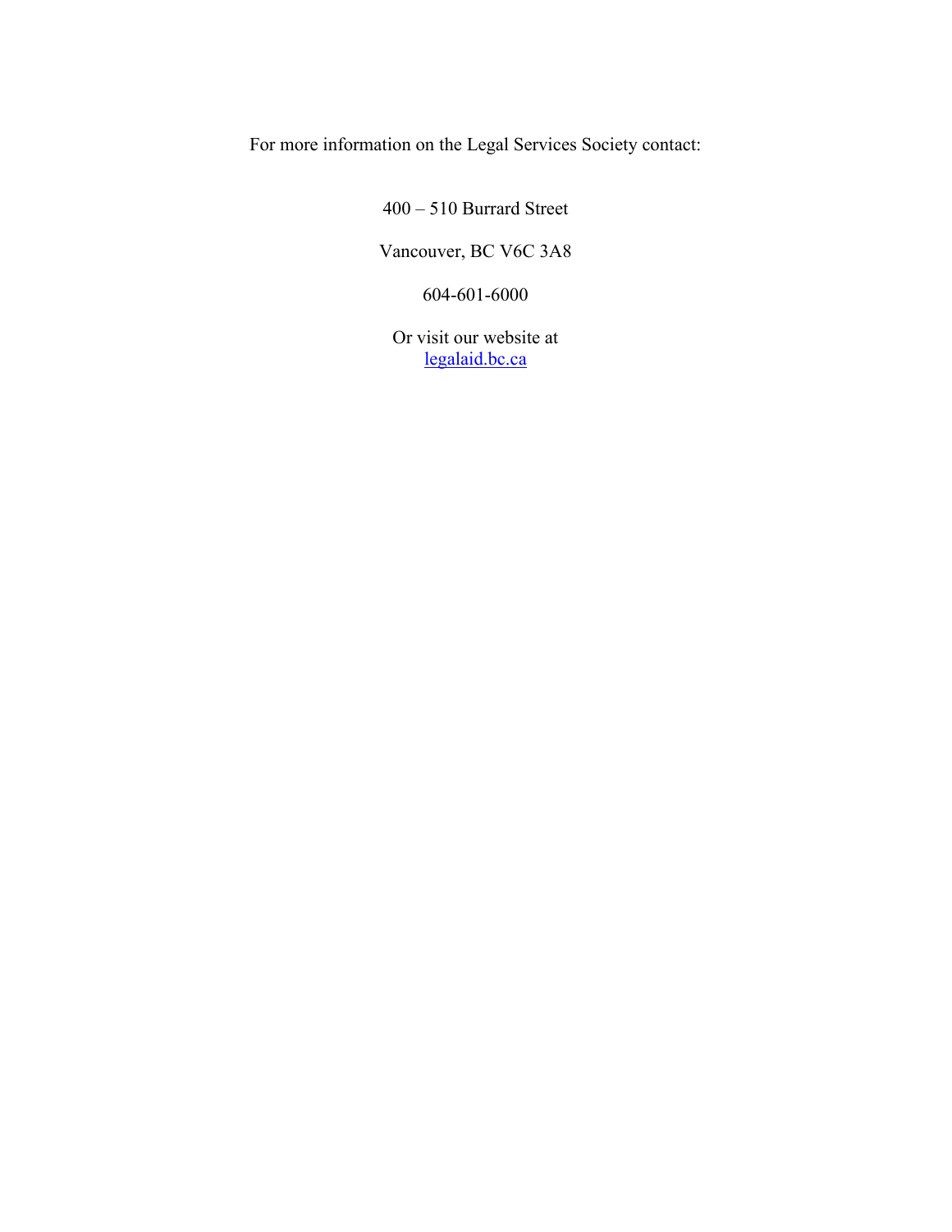For more information on the Legal Services Society contact:

400 – 510 Burrard Street

Vancouver, BC V6C 3A8

604-601-6000

Or visit our website at
[legalaid.bc.ca](legalaid.bc.ca)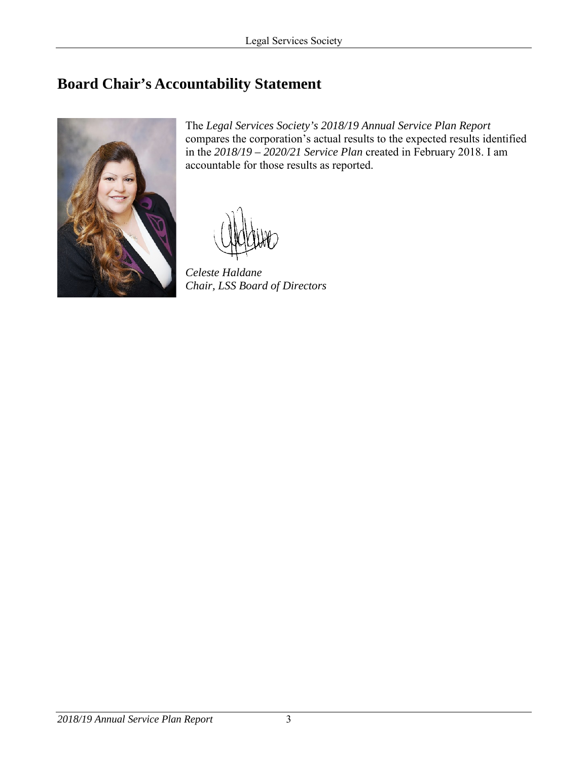## Board Chair's Accountability Statement

The *Legal Services Society's 2018/19 Annual Service Plan Report* compares the corporation's actual results to the expected results identified in the *2018/19 – 2020/21 Service Plan* created in February 2018. I am accountable for those results as reported.

*Celeste Haldane*
*Chair, LSS Board of Directors*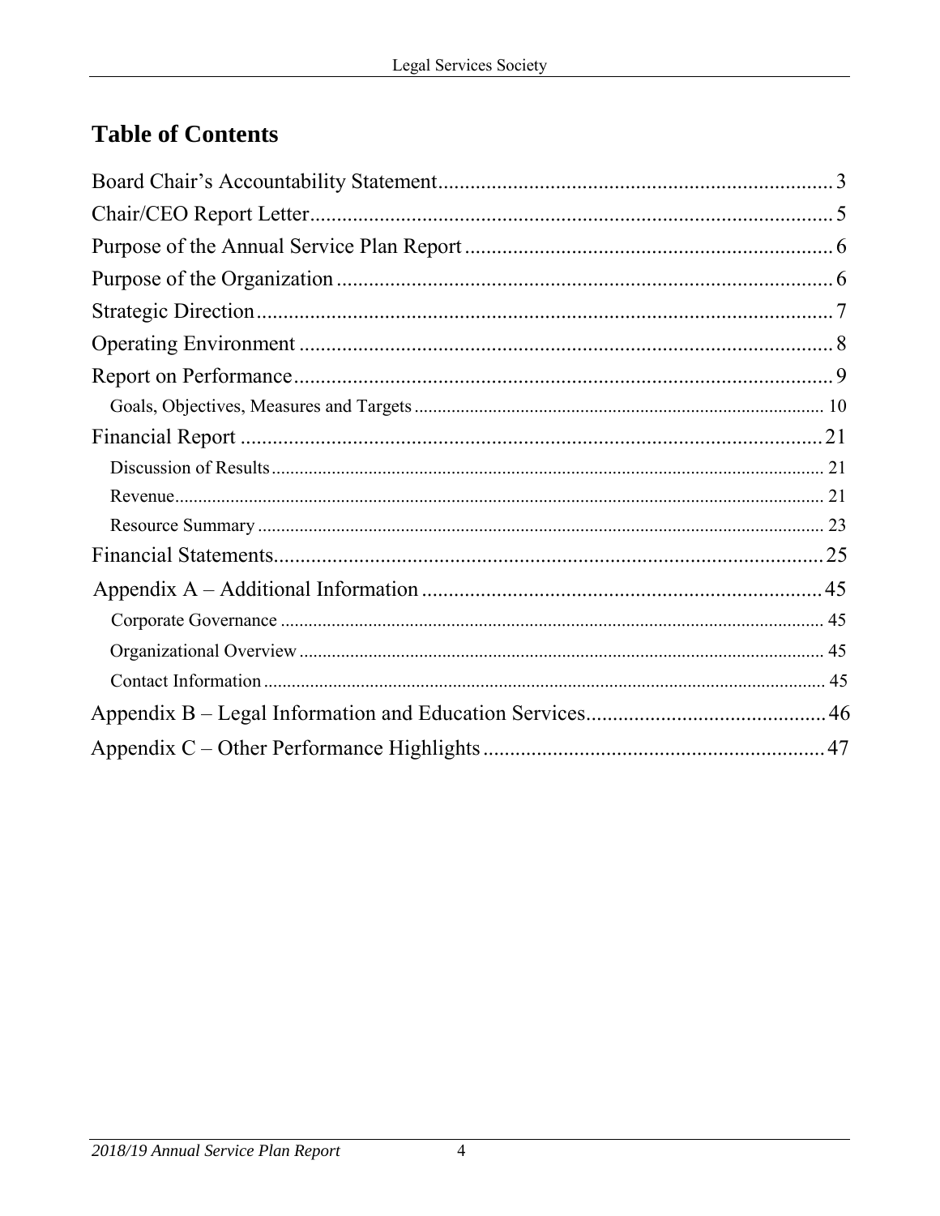# Table of Contents

Board Chair's Accountability Statement ........................................................................ 3

Chair/CEO Report Letter ................................................................................................ 5

Purpose of the Annual Service Plan Report .................................................................... 6

Purpose of the Organization ............................................................................................ 6

Strategic Direction ........................................................................................................... 7

Operating Environment ................................................................................................... 8

Report on Performance .................................................................................................... 9

- Goals, Objectives, Measures and Targets ...................................................................... 10

Financial Report ............................................................................................................. 21

- Discussion of Results ...................................................................................................... 21
- Revenue .......................................................................................................................... 21
- Resource Summary ......................................................................................................... 23

Financial Statements ...................................................................................................... 25

Appendix A – Additional Information .......................................................................... 45

- Corporate Governance ................................................................................................... 45
- Organizational Overview ................................................................................................ 45
- Contact Information ....................................................................................................... 45

Appendix B – Legal Information and Education Services ............................................ 46

Appendix C – Other Performance Highlights ................................................................ 47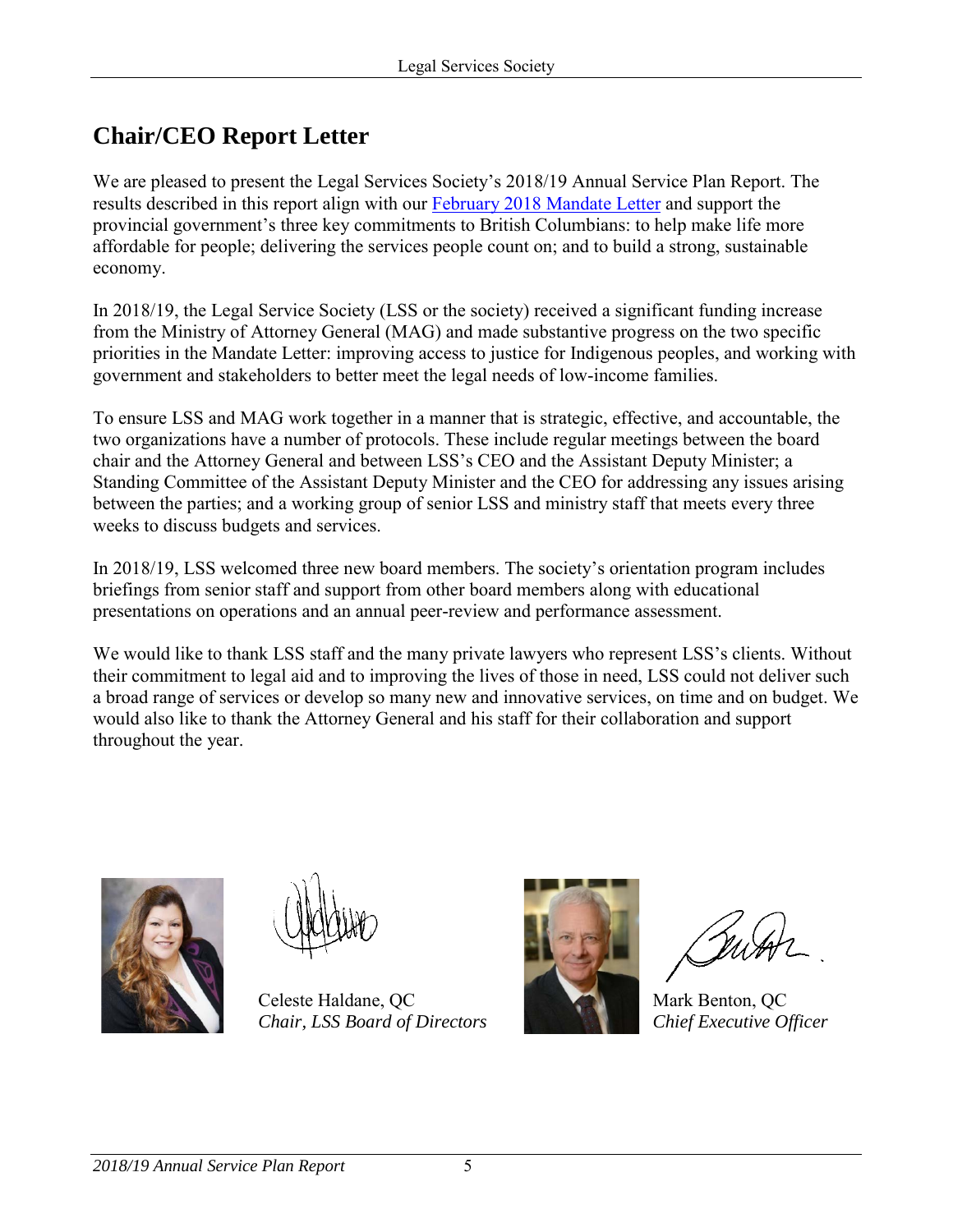# Chair/CEO Report Letter

We are pleased to present the Legal Services Society's 2018/19 Annual Service Plan Report. The results described in this report align with our [February 2018 Mandate Letter]() and support the provincial government's three key commitments to British Columbians: to help make life more affordable for people; delivering the services people count on; and to build a strong, sustainable economy.

In 2018/19, the Legal Service Society (LSS or the society) received a significant funding increase from the Ministry of Attorney General (MAG) and made substantive progress on the two specific priorities in the Mandate Letter: improving access to justice for Indigenous peoples, and working with government and stakeholders to better meet the legal needs of low-income families.

To ensure LSS and MAG work together in a manner that is strategic, effective, and accountable, the two organizations have a number of protocols. These include regular meetings between the board chair and the Attorney General and between LSS's CEO and the Assistant Deputy Minister; a Standing Committee of the Assistant Deputy Minister and the CEO for addressing any issues arising between the parties; and a working group of senior LSS and ministry staff that meets every three weeks to discuss budgets and services.

In 2018/19, LSS welcomed three new board members. The society's orientation program includes briefings from senior staff and support from other board members along with educational presentations on operations and an annual peer-review and performance assessment.

We would like to thank LSS staff and the many private lawyers who represent LSS's clients. Without their commitment to legal aid and to improving the lives of those in need, LSS could not deliver such a broad range of services or develop so many new and innovative services, on time and on budget. We would also like to thank the Attorney General and his staff for their collaboration and support throughout the year.

Celeste Haldane, QC
*Chair, LSS Board of Directors*

Mark Benton, QC
*Chief Executive Officer*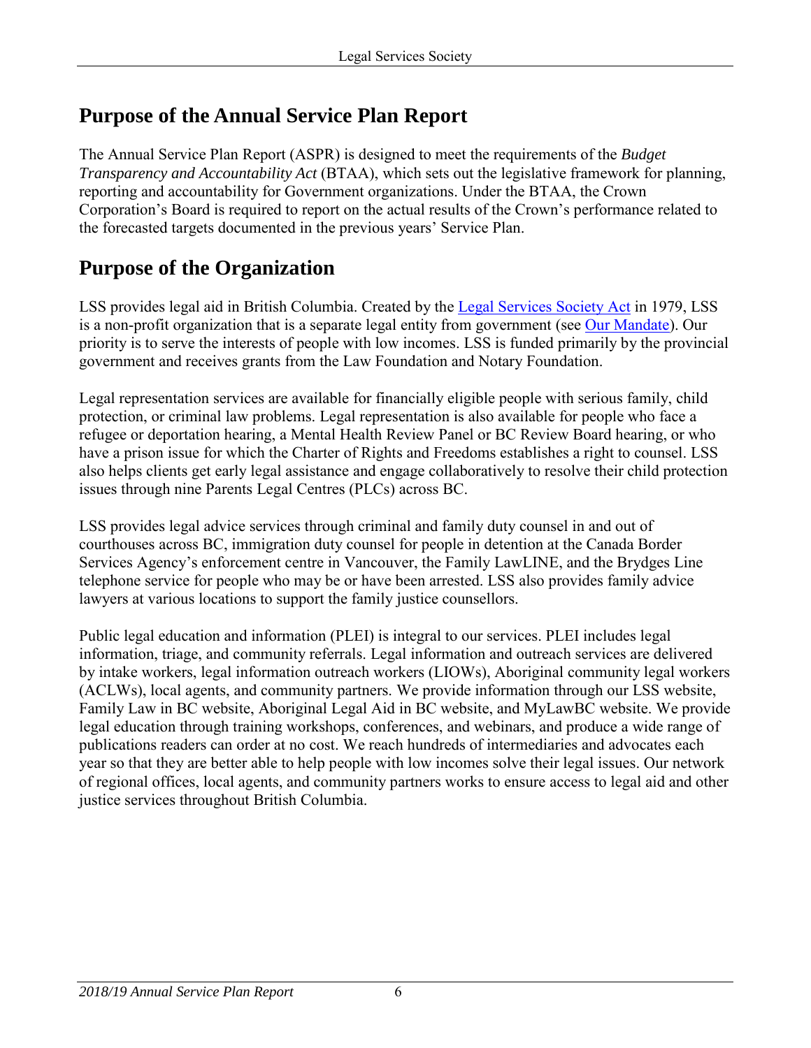## Purpose of the Annual Service Plan Report

The Annual Service Plan Report (ASPR) is designed to meet the requirements of the *Budget Transparency and Accountability Act* (BTAA), which sets out the legislative framework for planning, reporting and accountability for Government organizations. Under the BTAA, the Crown Corporation's Board is required to report on the actual results of the Crown's performance related to the forecasted targets documented in the previous years' Service Plan.

## Purpose of the Organization

LSS provides legal aid in British Columbia. Created by the Legal Services Society Act in 1979, LSS is a non-profit organization that is a separate legal entity from government (see Our Mandate). Our priority is to serve the interests of people with low incomes. LSS is funded primarily by the provincial government and receives grants from the Law Foundation and Notary Foundation.

Legal representation services are available for financially eligible people with serious family, child protection, or criminal law problems. Legal representation is also available for people who face a refugee or deportation hearing, a Mental Health Review Panel or BC Review Board hearing, or who have a prison issue for which the Charter of Rights and Freedoms establishes a right to counsel. LSS also helps clients get early legal assistance and engage collaboratively to resolve their child protection issues through nine Parents Legal Centres (PLCs) across BC.

LSS provides legal advice services through criminal and family duty counsel in and out of courthouses across BC, immigration duty counsel for people in detention at the Canada Border Services Agency's enforcement centre in Vancouver, the Family LawLINE, and the Brydges Line telephone service for people who may be or have been arrested. LSS also provides family advice lawyers at various locations to support the family justice counsellors.

Public legal education and information (PLEI) is integral to our services. PLEI includes legal information, triage, and community referrals. Legal information and outreach services are delivered by intake workers, legal information outreach workers (LIOWs), Aboriginal community legal workers (ACLWs), local agents, and community partners. We provide information through our LSS website, Family Law in BC website, Aboriginal Legal Aid in BC website, and MyLawBC website. We provide legal education through training workshops, conferences, and webinars, and produce a wide range of publications readers can order at no cost. We reach hundreds of intermediaries and advocates each year so that they are better able to help people with low incomes solve their legal issues. Our network of regional offices, local agents, and community partners works to ensure access to legal aid and other justice services throughout British Columbia.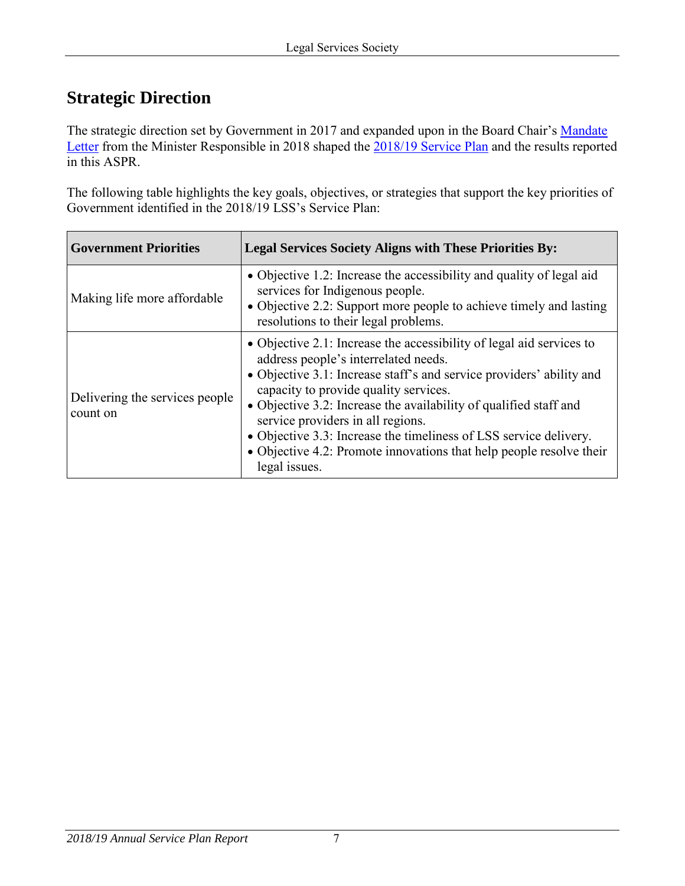## Strategic Direction

The strategic direction set by Government in 2017 and expanded upon in the Board Chair's [Mandate Letter](#) from the Minister Responsible in 2018 shaped the [2018/19 Service Plan](#) and the results reported in this ASPR.

The following table highlights the key goals, objectives, or strategies that support the key priorities of Government identified in the 2018/19 LSS's Service Plan:

| Government Priorities | Legal Services Society Aligns with These Priorities By: |
| --- | --- |
| Making life more affordable | • Objective 1.2: Increase the accessibility and quality of legal aid services for Indigenous people.<br>• Objective 2.2: Support more people to achieve timely and lasting resolutions to their legal problems. |
| Delivering the services people count on | • Objective 2.1: Increase the accessibility of legal aid services to address people's interrelated needs.<br>• Objective 3.1: Increase staff's and service providers' ability and capacity to provide quality services.<br>• Objective 3.2: Increase the availability of qualified staff and service providers in all regions.<br>• Objective 3.3: Increase the timeliness of LSS service delivery.<br>• Objective 4.2: Promote innovations that help people resolve their legal issues. |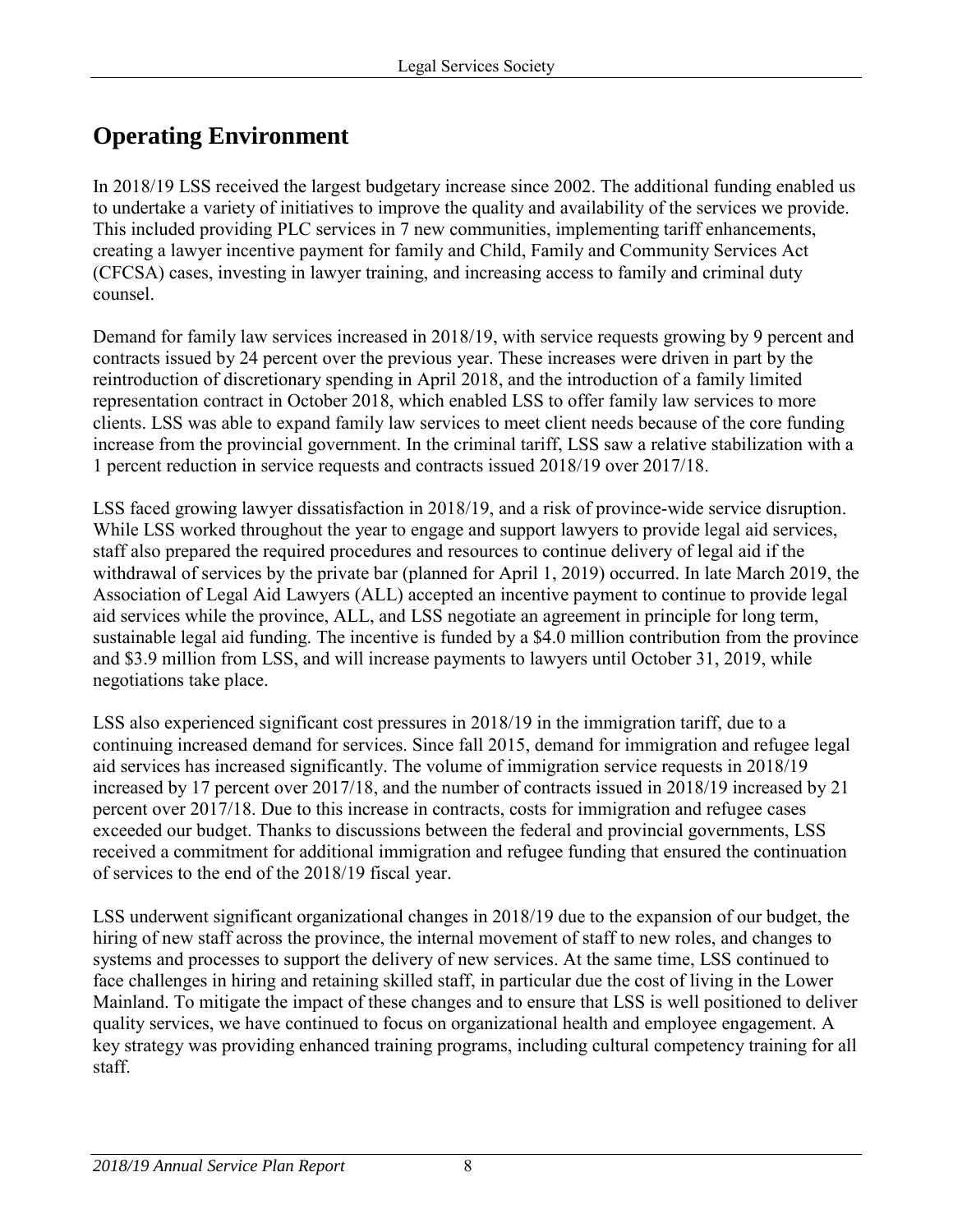# Operating Environment

In 2018/19 LSS received the largest budgetary increase since 2002. The additional funding enabled us to undertake a variety of initiatives to improve the quality and availability of the services we provide. This included providing PLC services in 7 new communities, implementing tariff enhancements, creating a lawyer incentive payment for family and Child, Family and Community Services Act (CFCSA) cases, investing in lawyer training, and increasing access to family and criminal duty counsel.

Demand for family law services increased in 2018/19, with service requests growing by 9 percent and contracts issued by 24 percent over the previous year. These increases were driven in part by the reintroduction of discretionary spending in April 2018, and the introduction of a family limited representation contract in October 2018, which enabled LSS to offer family law services to more clients. LSS was able to expand family law services to meet client needs because of the core funding increase from the provincial government. In the criminal tariff, LSS saw a relative stabilization with a 1 percent reduction in service requests and contracts issued 2018/19 over 2017/18.

LSS faced growing lawyer dissatisfaction in 2018/19, and a risk of province-wide service disruption. While LSS worked throughout the year to engage and support lawyers to provide legal aid services, staff also prepared the required procedures and resources to continue delivery of legal aid if the withdrawal of services by the private bar (planned for April 1, 2019) occurred. In late March 2019, the Association of Legal Aid Lawyers (ALL) accepted an incentive payment to continue to provide legal aid services while the province, ALL, and LSS negotiate an agreement in principle for long term, sustainable legal aid funding. The incentive is funded by a $4.0 million contribution from the province and $3.9 million from LSS, and will increase payments to lawyers until October 31, 2019, while negotiations take place.

LSS also experienced significant cost pressures in 2018/19 in the immigration tariff, due to a continuing increased demand for services. Since fall 2015, demand for immigration and refugee legal aid services has increased significantly. The volume of immigration service requests in 2018/19 increased by 17 percent over 2017/18, and the number of contracts issued in 2018/19 increased by 21 percent over 2017/18. Due to this increase in contracts, costs for immigration and refugee cases exceeded our budget. Thanks to discussions between the federal and provincial governments, LSS received a commitment for additional immigration and refugee funding that ensured the continuation of services to the end of the 2018/19 fiscal year.

LSS underwent significant organizational changes in 2018/19 due to the expansion of our budget, the hiring of new staff across the province, the internal movement of staff to new roles, and changes to systems and processes to support the delivery of new services. At the same time, LSS continued to face challenges in hiring and retaining skilled staff, in particular due the cost of living in the Lower Mainland. To mitigate the impact of these changes and to ensure that LSS is well positioned to deliver quality services, we have continued to focus on organizational health and employee engagement. A key strategy was providing enhanced training programs, including cultural competency training for all staff.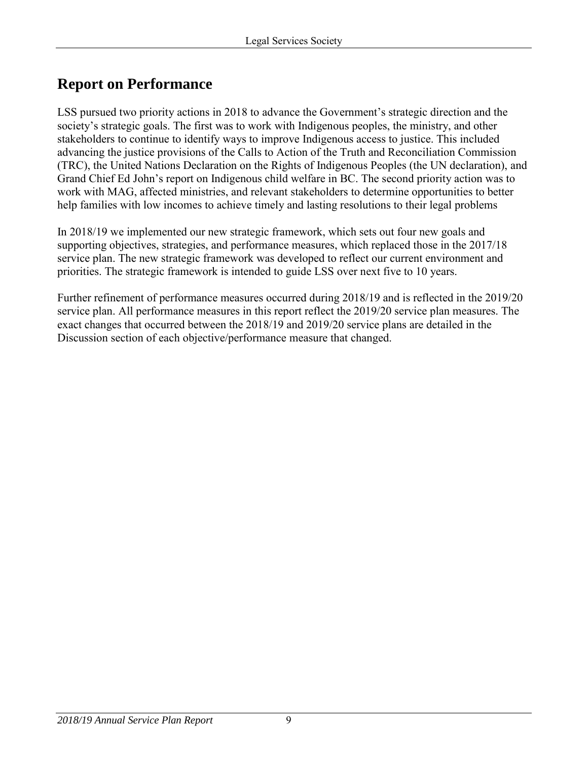# Report on Performance

LSS pursued two priority actions in 2018 to advance the Government's strategic direction and the society's strategic goals. The first was to work with Indigenous peoples, the ministry, and other stakeholders to continue to identify ways to improve Indigenous access to justice. This included advancing the justice provisions of the Calls to Action of the Truth and Reconciliation Commission (TRC), the United Nations Declaration on the Rights of Indigenous Peoples (the UN declaration), and Grand Chief Ed John's report on Indigenous child welfare in BC. The second priority action was to work with MAG, affected ministries, and relevant stakeholders to determine opportunities to better help families with low incomes to achieve timely and lasting resolutions to their legal problems

In 2018/19 we implemented our new strategic framework, which sets out four new goals and supporting objectives, strategies, and performance measures, which replaced those in the 2017/18 service plan. The new strategic framework was developed to reflect our current environment and priorities. The strategic framework is intended to guide LSS over next five to 10 years.

Further refinement of performance measures occurred during 2018/19 and is reflected in the 2019/20 service plan. All performance measures in this report reflect the 2019/20 service plan measures. The exact changes that occurred between the 2018/19 and 2019/20 service plans are detailed in the Discussion section of each objective/performance measure that changed.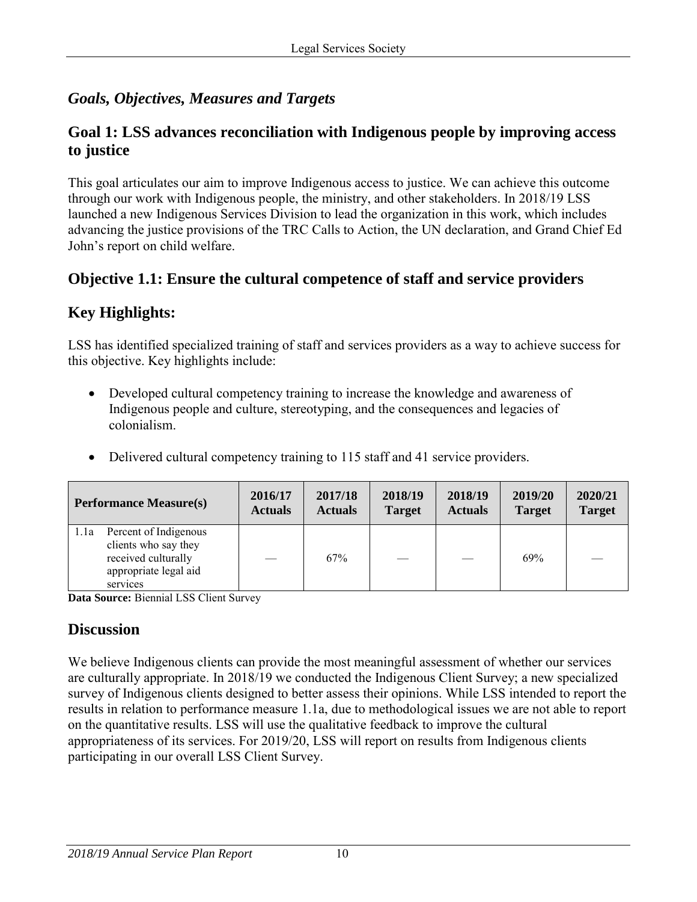## *Goals, Objectives, Measures and Targets*

### Goal 1: LSS advances reconciliation with Indigenous people by improving access to justice

This goal articulates our aim to improve Indigenous access to justice. We can achieve this outcome through our work with Indigenous people, the ministry, and other stakeholders. In 2018/19 LSS launched a new Indigenous Services Division to lead the organization in this work, which includes advancing the justice provisions of the TRC Calls to Action, the UN declaration, and Grand Chief Ed John's report on child welfare.

### Objective 1.1: Ensure the cultural competence of staff and service providers

### Key Highlights:

LSS has identified specialized training of staff and services providers as a way to achieve success for this objective. Key highlights include:

- Developed cultural competency training to increase the knowledge and awareness of Indigenous people and culture, stereotyping, and the consequences and legacies of colonialism.
- Delivered cultural competency training to 115 staff and 41 service providers.

| Performance Measure(s) | 2016/17 Actuals | 2017/18 Actuals | 2018/19 Target | 2018/19 Actuals | 2019/20 Target | 2020/21 Target |
|---|---|---|---|---|---|---|
| 1.1a Percent of Indigenous clients who say they received culturally appropriate legal aid services | — | 67% | — | — | 69% | — |

**Data Source:** Biennial LSS Client Survey

### Discussion

We believe Indigenous clients can provide the most meaningful assessment of whether our services are culturally appropriate. In 2018/19 we conducted the Indigenous Client Survey; a new specialized survey of Indigenous clients designed to better assess their opinions. While LSS intended to report the results in relation to performance measure 1.1a, due to methodological issues we are not able to report on the quantitative results. LSS will use the qualitative feedback to improve the cultural appropriateness of its services. For 2019/20, LSS will report on results from Indigenous clients participating in our overall LSS Client Survey.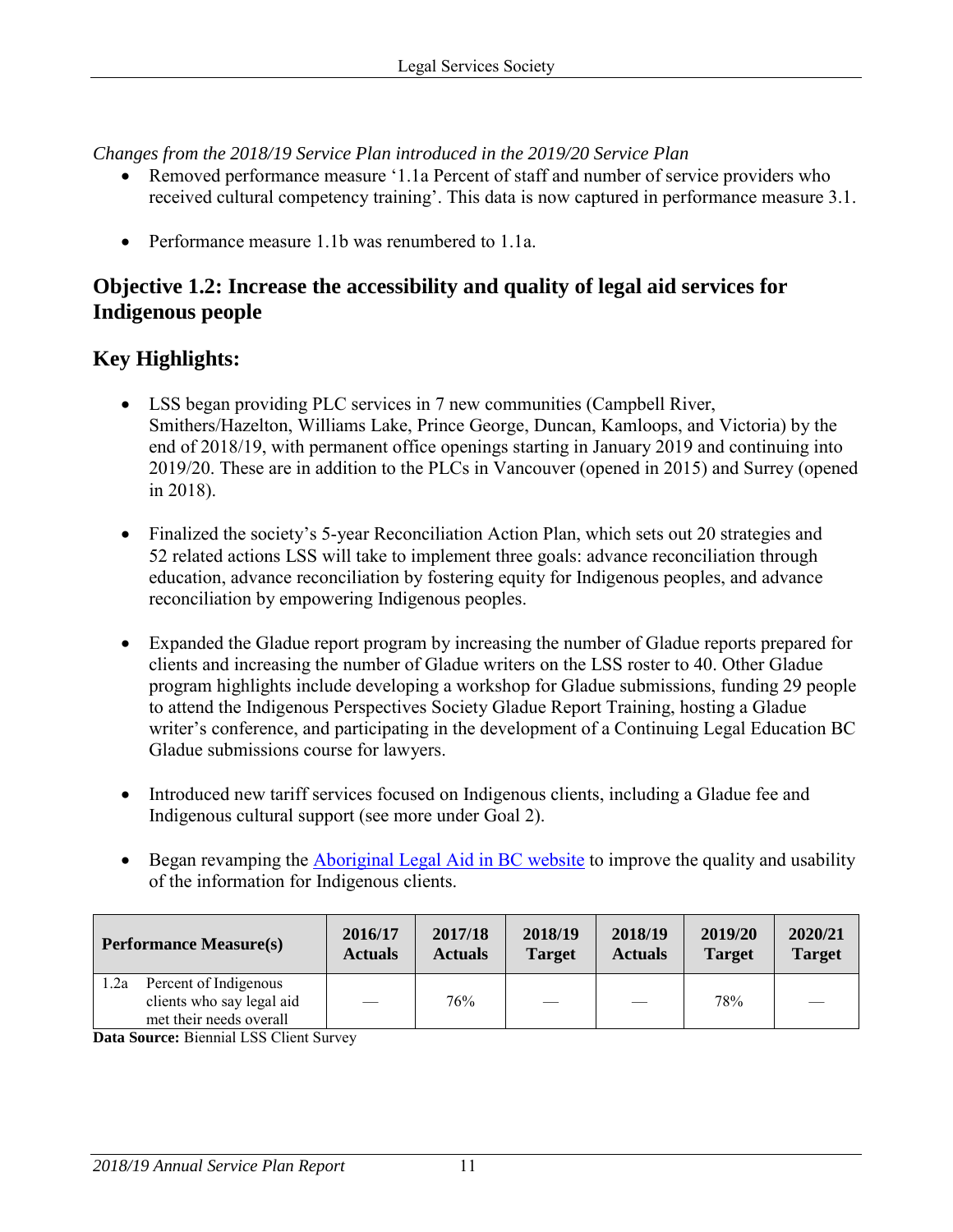*Changes from the 2018/19 Service Plan introduced in the 2019/20 Service Plan*

- Removed performance measure '1.1a Percent of staff and number of service providers who received cultural competency training'. This data is now captured in performance measure 3.1.
- Performance measure 1.1b was renumbered to 1.1a.

## Objective 1.2: Increase the accessibility and quality of legal aid services for Indigenous people

## Key Highlights:

- LSS began providing PLC services in 7 new communities (Campbell River, Smithers/Hazelton, Williams Lake, Prince George, Duncan, Kamloops, and Victoria) by the end of 2018/19, with permanent office openings starting in January 2019 and continuing into 2019/20. These are in addition to the PLCs in Vancouver (opened in 2015) and Surrey (opened in 2018).
- Finalized the society's 5-year Reconciliation Action Plan, which sets out 20 strategies and 52 related actions LSS will take to implement three goals: advance reconciliation through education, advance reconciliation by fostering equity for Indigenous peoples, and advance reconciliation by empowering Indigenous peoples.
- Expanded the Gladue report program by increasing the number of Gladue reports prepared for clients and increasing the number of Gladue writers on the LSS roster to 40. Other Gladue program highlights include developing a workshop for Gladue submissions, funding 29 people to attend the Indigenous Perspectives Society Gladue Report Training, hosting a Gladue writer's conference, and participating in the development of a Continuing Legal Education BC Gladue submissions course for lawyers.
- Introduced new tariff services focused on Indigenous clients, including a Gladue fee and Indigenous cultural support (see more under Goal 2).
- Began revamping the Aboriginal Legal Aid in BC website to improve the quality and usability of the information for Indigenous clients.

| Performance Measure(s) | 2016/17 Actuals | 2017/18 Actuals | 2018/19 Target | 2018/19 Actuals | 2019/20 Target | 2020/21 Target |
|---|---|---|---|---|---|---|
| 1.2a Percent of Indigenous clients who say legal aid met their needs overall | — | 76% | — | — | 78% | — |

**Data Source:** Biennial LSS Client Survey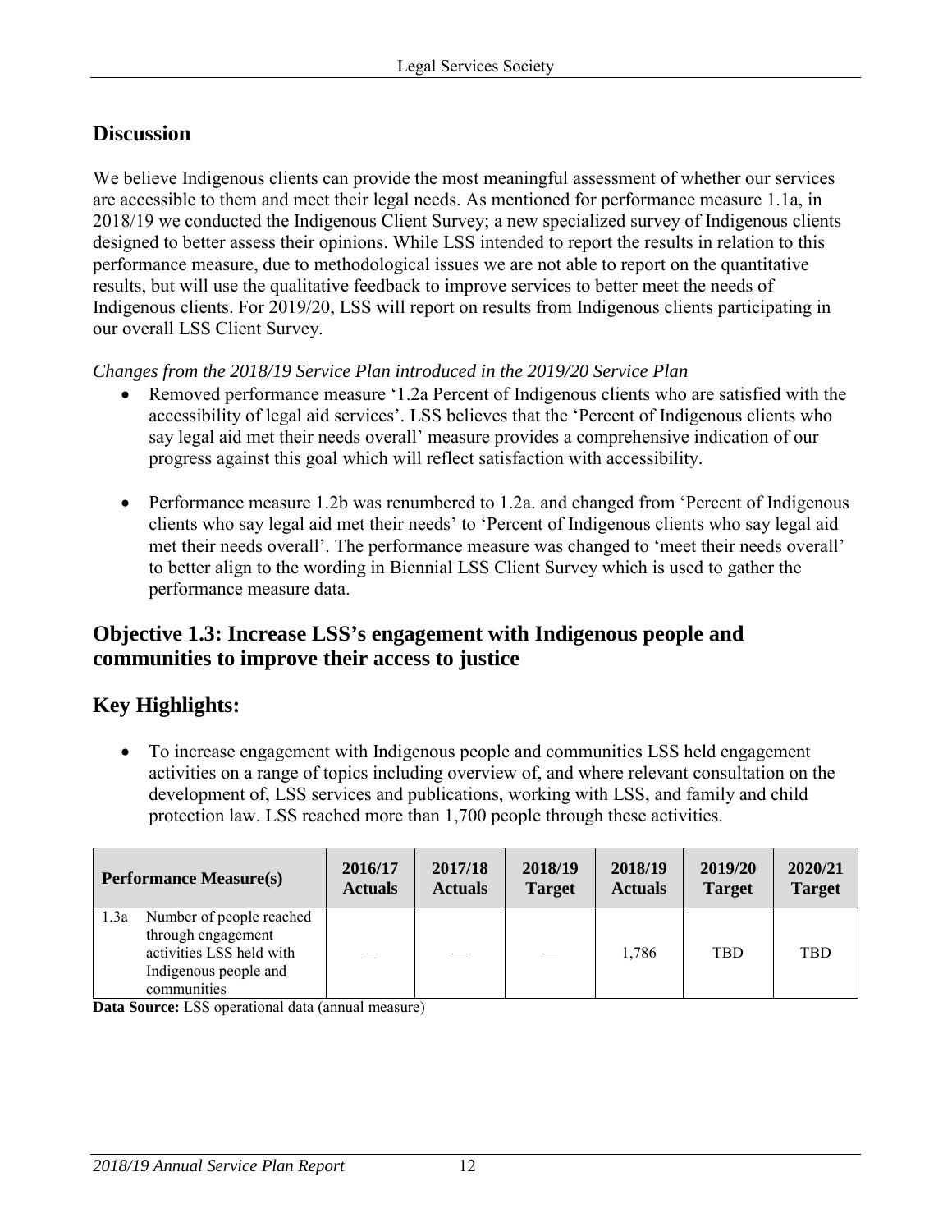## Discussion

We believe Indigenous clients can provide the most meaningful assessment of whether our services are accessible to them and meet their legal needs. As mentioned for performance measure 1.1a, in 2018/19 we conducted the Indigenous Client Survey; a new specialized survey of Indigenous clients designed to better assess their opinions. While LSS intended to report the results in relation to this performance measure, due to methodological issues we are not able to report on the quantitative results, but will use the qualitative feedback to improve services to better meet the needs of Indigenous clients. For 2019/20, LSS will report on results from Indigenous clients participating in our overall LSS Client Survey.

*Changes from the 2018/19 Service Plan introduced in the 2019/20 Service Plan*

- Removed performance measure '1.2a Percent of Indigenous clients who are satisfied with the accessibility of legal aid services'. LSS believes that the 'Percent of Indigenous clients who say legal aid met their needs overall' measure provides a comprehensive indication of our progress against this goal which will reflect satisfaction with accessibility.
- Performance measure 1.2b was renumbered to 1.2a. and changed from 'Percent of Indigenous clients who say legal aid met their needs' to 'Percent of Indigenous clients who say legal aid met their needs overall'. The performance measure was changed to 'meet their needs overall' to better align to the wording in Biennial LSS Client Survey which is used to gather the performance measure data.

## Objective 1.3: Increase LSS's engagement with Indigenous people and communities to improve their access to justice

## Key Highlights:

- To increase engagement with Indigenous people and communities LSS held engagement activities on a range of topics including overview of, and where relevant consultation on the development of, LSS services and publications, working with LSS, and family and child protection law. LSS reached more than 1,700 people through these activities.

| Performance Measure(s) | 2016/17 Actuals | 2017/18 Actuals | 2018/19 Target | 2018/19 Actuals | 2019/20 Target | 2020/21 Target |
|---|---|---|---|---|---|---|
| 1.3a Number of people reached through engagement activities LSS held with Indigenous people and communities | — | — | — | 1,786 | TBD | TBD |

**Data Source:** LSS operational data (annual measure)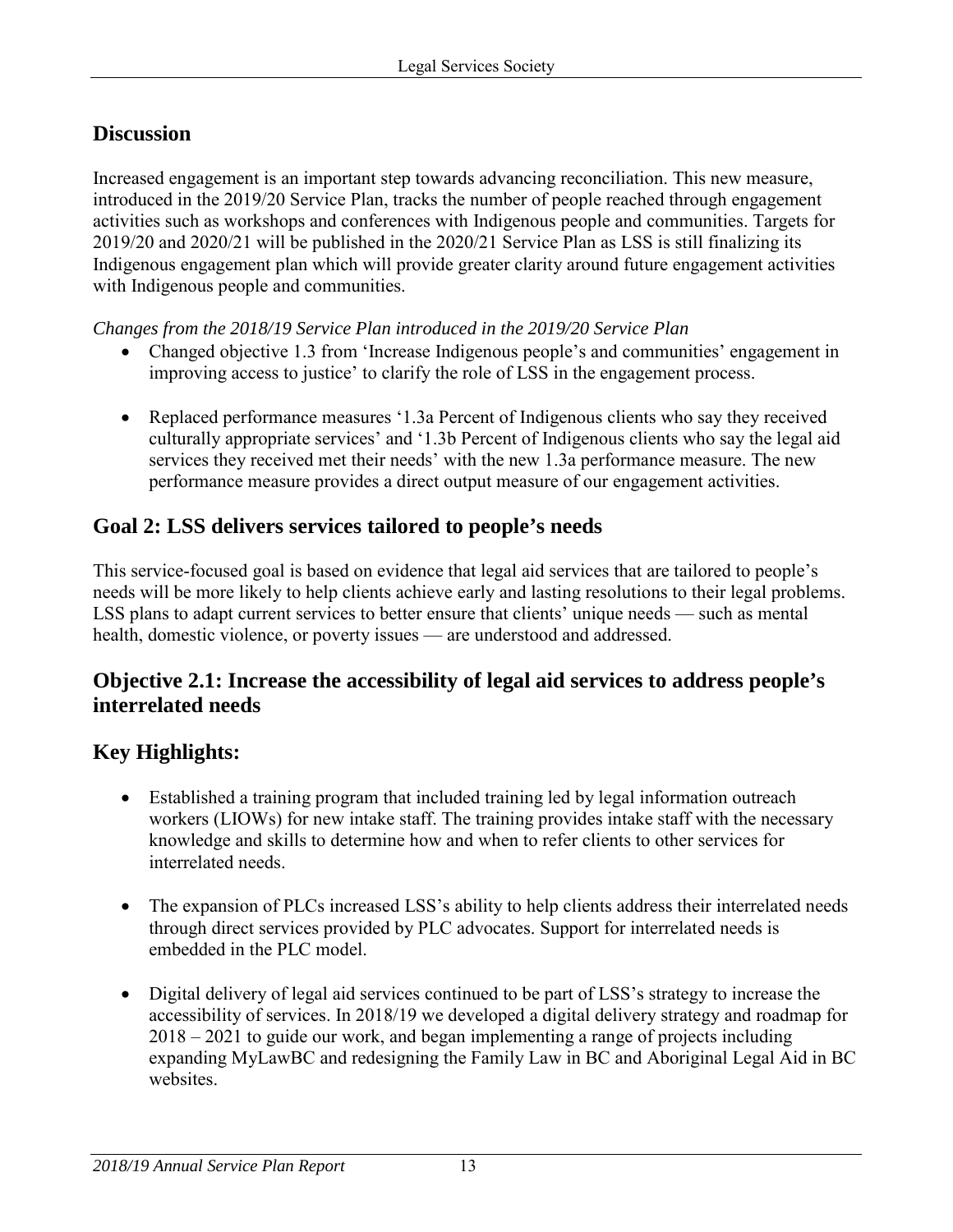## Discussion

Increased engagement is an important step towards advancing reconciliation. This new measure, introduced in the 2019/20 Service Plan, tracks the number of people reached through engagement activities such as workshops and conferences with Indigenous people and communities. Targets for 2019/20 and 2020/21 will be published in the 2020/21 Service Plan as LSS is still finalizing its Indigenous engagement plan which will provide greater clarity around future engagement activities with Indigenous people and communities.

*Changes from the 2018/19 Service Plan introduced in the 2019/20 Service Plan*

- Changed objective 1.3 from 'Increase Indigenous people's and communities' engagement in improving access to justice' to clarify the role of LSS in the engagement process.
- Replaced performance measures '1.3a Percent of Indigenous clients who say they received culturally appropriate services' and '1.3b Percent of Indigenous clients who say the legal aid services they received met their needs' with the new 1.3a performance measure. The new performance measure provides a direct output measure of our engagement activities.

## Goal 2: LSS delivers services tailored to people's needs

This service-focused goal is based on evidence that legal aid services that are tailored to people's needs will be more likely to help clients achieve early and lasting resolutions to their legal problems. LSS plans to adapt current services to better ensure that clients' unique needs — such as mental health, domestic violence, or poverty issues — are understood and addressed.

## Objective 2.1: Increase the accessibility of legal aid services to address people's interrelated needs

## Key Highlights:

- Established a training program that included training led by legal information outreach workers (LIOWs) for new intake staff. The training provides intake staff with the necessary knowledge and skills to determine how and when to refer clients to other services for interrelated needs.
- The expansion of PLCs increased LSS's ability to help clients address their interrelated needs through direct services provided by PLC advocates. Support for interrelated needs is embedded in the PLC model.
- Digital delivery of legal aid services continued to be part of LSS's strategy to increase the accessibility of services. In 2018/19 we developed a digital delivery strategy and roadmap for 2018 – 2021 to guide our work, and began implementing a range of projects including expanding MyLawBC and redesigning the Family Law in BC and Aboriginal Legal Aid in BC websites.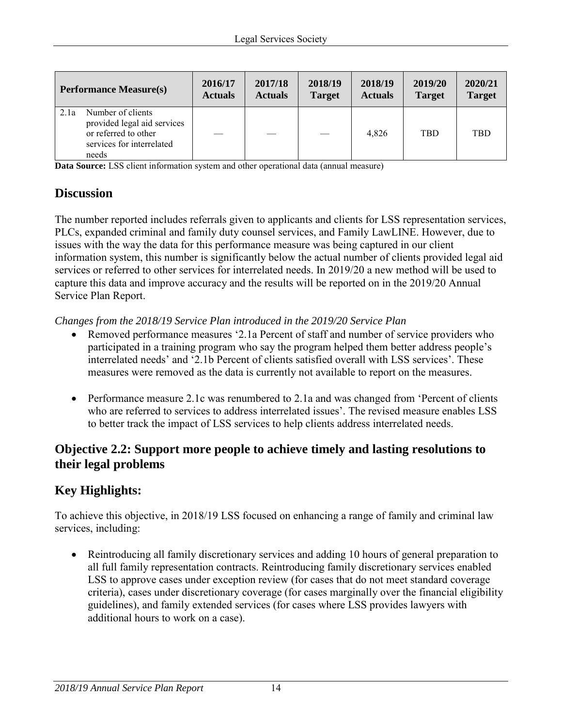| Performance Measure(s) | 2016/17 Actuals | 2017/18 Actuals | 2018/19 Target | 2018/19 Actuals | 2019/20 Target | 2020/21 Target |
|---|---|---|---|---|---|---|
| 2.1a Number of clients provided legal aid services or referred to other services for interrelated needs | — | — | — | 4,826 | TBD | TBD |

**Data Source:** LSS client information system and other operational data (annual measure)

## Discussion

The number reported includes referrals given to applicants and clients for LSS representation services, PLCs, expanded criminal and family duty counsel services, and Family LawLINE. However, due to issues with the way the data for this performance measure was being captured in our client information system, this number is significantly below the actual number of clients provided legal aid services or referred to other services for interrelated needs. In 2019/20 a new method will be used to capture this data and improve accuracy and the results will be reported on in the 2019/20 Annual Service Plan Report.

*Changes from the 2018/19 Service Plan introduced in the 2019/20 Service Plan*

- Removed performance measures '2.1a Percent of staff and number of service providers who participated in a training program who say the program helped them better address people's interrelated needs' and '2.1b Percent of clients satisfied overall with LSS services'. These measures were removed as the data is currently not available to report on the measures.

- Performance measure 2.1c was renumbered to 2.1a and was changed from 'Percent of clients who are referred to services to address interrelated issues'. The revised measure enables LSS to better track the impact of LSS services to help clients address interrelated needs.

## Objective 2.2: Support more people to achieve timely and lasting resolutions to their legal problems

## Key Highlights:

To achieve this objective, in 2018/19 LSS focused on enhancing a range of family and criminal law services, including:

- Reintroducing all family discretionary services and adding 10 hours of general preparation to all full family representation contracts. Reintroducing family discretionary services enabled LSS to approve cases under exception review (for cases that do not meet standard coverage criteria), cases under discretionary coverage (for cases marginally over the financial eligibility guidelines), and family extended services (for cases where LSS provides lawyers with additional hours to work on a case).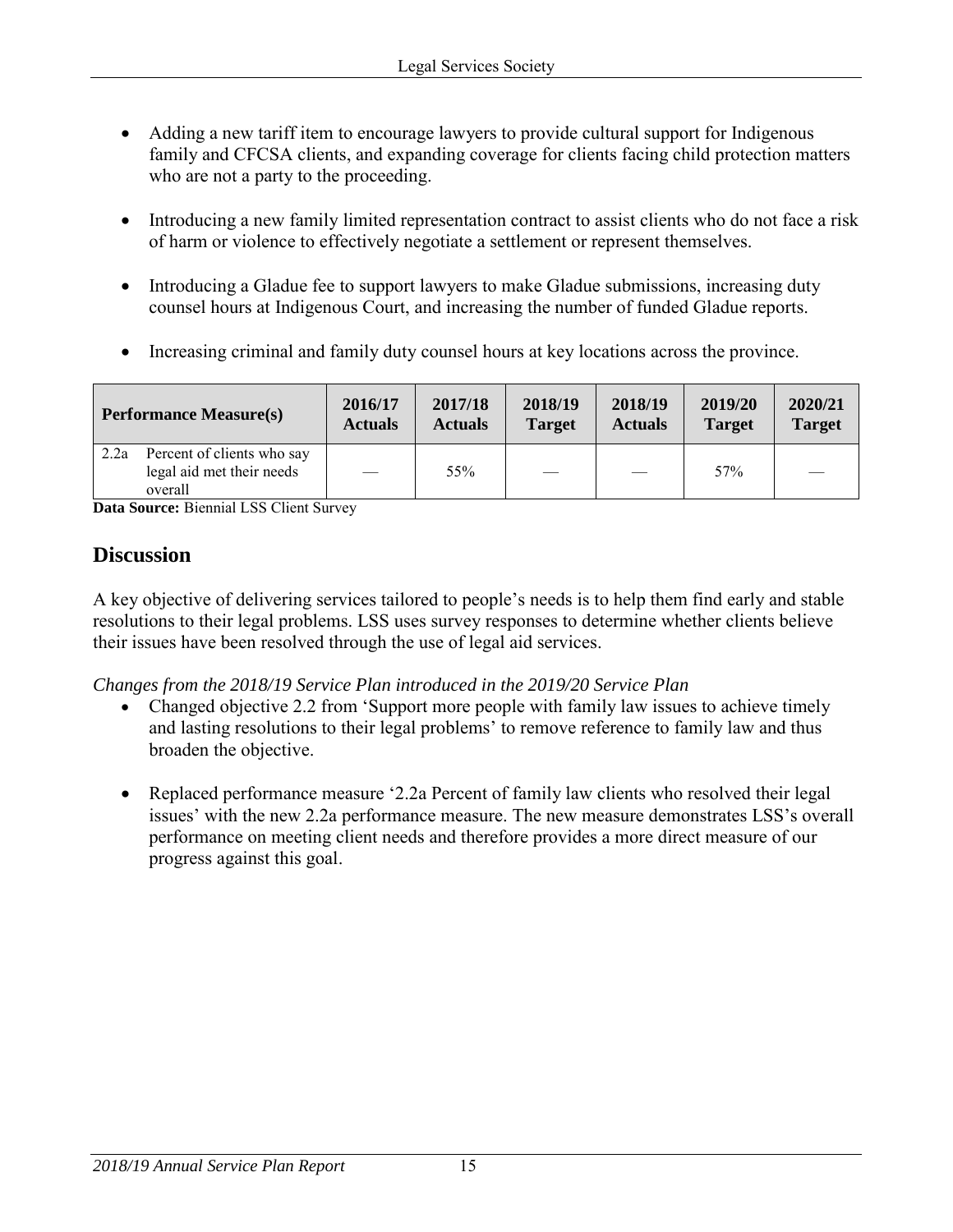- Adding a new tariff item to encourage lawyers to provide cultural support for Indigenous family and CFCSA clients, and expanding coverage for clients facing child protection matters who are not a party to the proceeding.

- Introducing a new family limited representation contract to assist clients who do not face a risk of harm or violence to effectively negotiate a settlement or represent themselves.

- Introducing a Gladue fee to support lawyers to make Gladue submissions, increasing duty counsel hours at Indigenous Court, and increasing the number of funded Gladue reports.

- Increasing criminal and family duty counsel hours at key locations across the province.

| Performance Measure(s) | 2016/17 Actuals | 2017/18 Actuals | 2018/19 Target | 2018/19 Actuals | 2019/20 Target | 2020/21 Target |
|---|---|---|---|---|---|---|
| 2.2a Percent of clients who say legal aid met their needs overall | — | 55% | — | — | 57% | — |

**Data Source:** Biennial LSS Client Survey

## Discussion

A key objective of delivering services tailored to people's needs is to help them find early and stable resolutions to their legal problems. LSS uses survey responses to determine whether clients believe their issues have been resolved through the use of legal aid services.

*Changes from the 2018/19 Service Plan introduced in the 2019/20 Service Plan*

- Changed objective 2.2 from 'Support more people with family law issues to achieve timely and lasting resolutions to their legal problems' to remove reference to family law and thus broaden the objective.

- Replaced performance measure '2.2a Percent of family law clients who resolved their legal issues' with the new 2.2a performance measure. The new measure demonstrates LSS's overall performance on meeting client needs and therefore provides a more direct measure of our progress against this goal.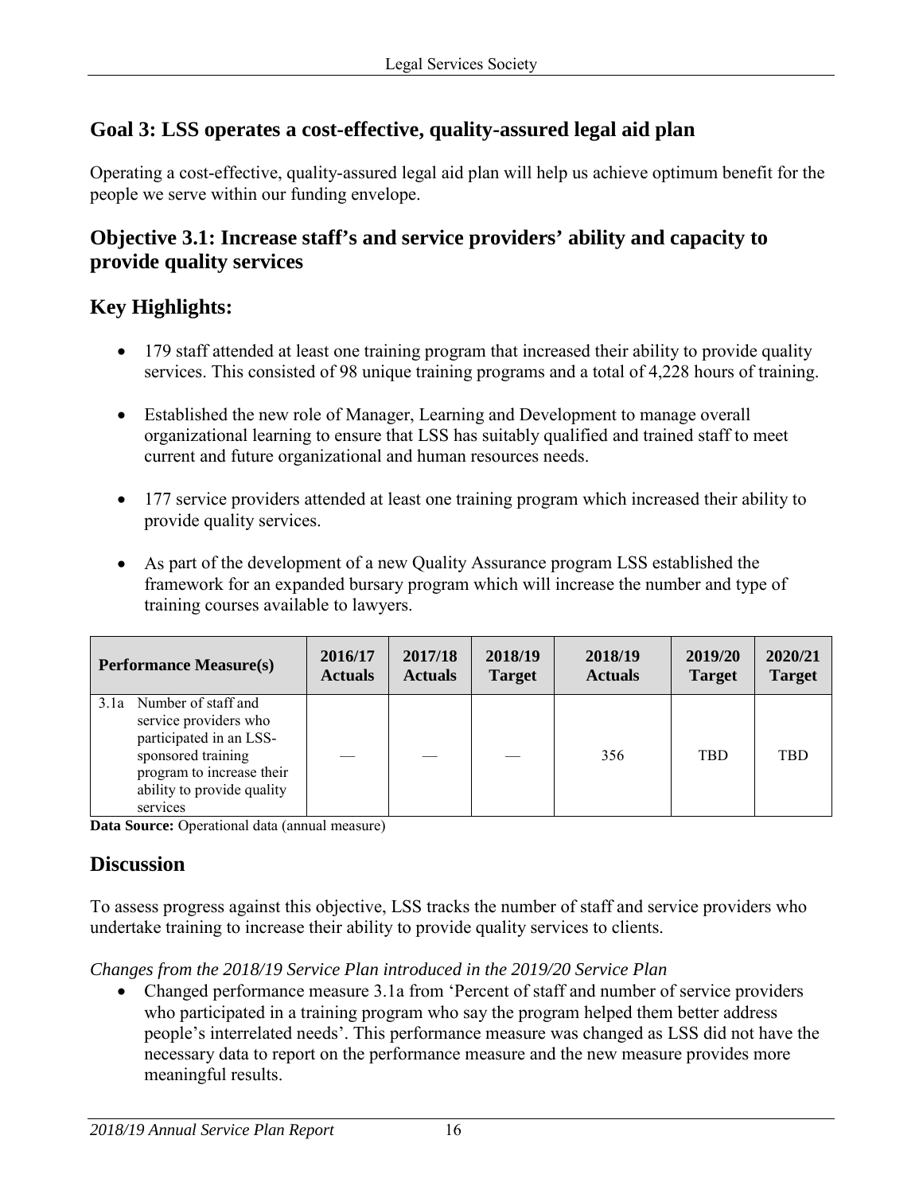## Goal 3: LSS operates a cost-effective, quality-assured legal aid plan

Operating a cost-effective, quality-assured legal aid plan will help us achieve optimum benefit for the people we serve within our funding envelope.

## Objective 3.1: Increase staff's and service providers' ability and capacity to provide quality services

## Key Highlights:

- 179 staff attended at least one training program that increased their ability to provide quality services. This consisted of 98 unique training programs and a total of 4,228 hours of training.
- Established the new role of Manager, Learning and Development to manage overall organizational learning to ensure that LSS has suitably qualified and trained staff to meet current and future organizational and human resources needs.
- 177 service providers attended at least one training program which increased their ability to provide quality services.
- As part of the development of a new Quality Assurance program LSS established the framework for an expanded bursary program which will increase the number and type of training courses available to lawyers.

| Performance Measure(s) | 2016/17 Actuals | 2017/18 Actuals | 2018/19 Target | 2018/19 Actuals | 2019/20 Target | 2020/21 Target |
|---|---|---|---|---|---|---|
| 3.1a Number of staff and service providers who participated in an LSS-sponsored training program to increase their ability to provide quality services | — | — | — | 356 | TBD | TBD |

**Data Source:** Operational data (annual measure)

## Discussion

To assess progress against this objective, LSS tracks the number of staff and service providers who undertake training to increase their ability to provide quality services to clients.

*Changes from the 2018/19 Service Plan introduced in the 2019/20 Service Plan*

- Changed performance measure 3.1a from 'Percent of staff and number of service providers who participated in a training program who say the program helped them better address people's interrelated needs'. This performance measure was changed as LSS did not have the necessary data to report on the performance measure and the new measure provides more meaningful results.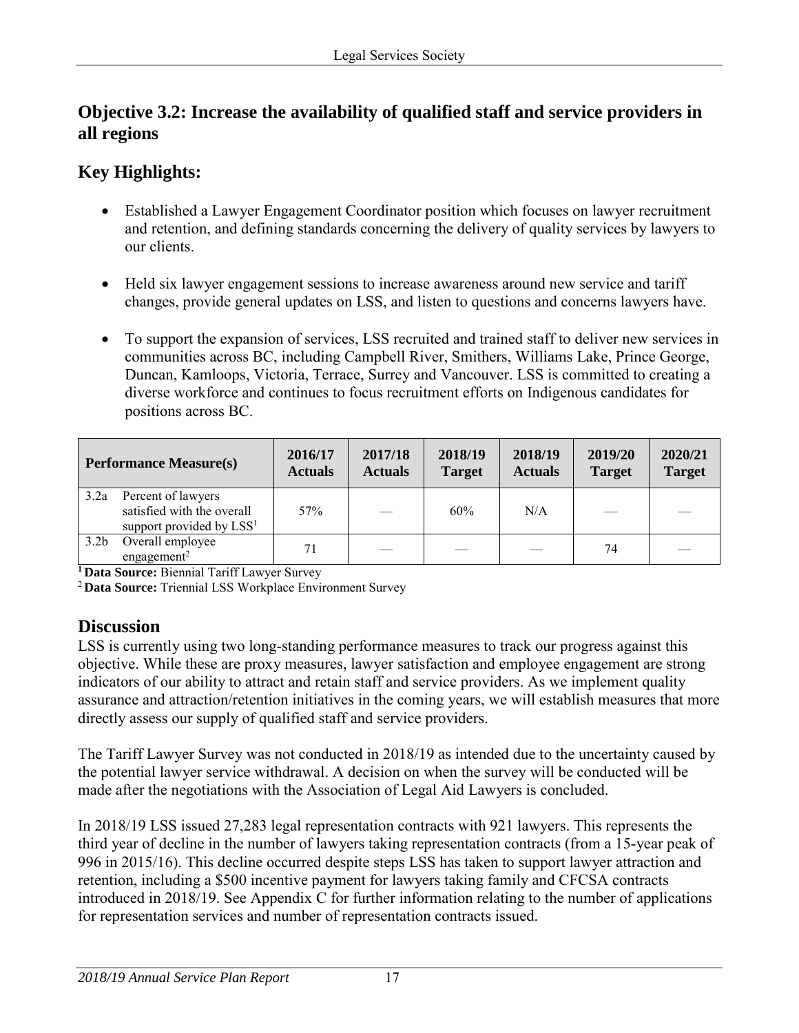## Objective 3.2: Increase the availability of qualified staff and service providers in all regions

## Key Highlights:

- Established a Lawyer Engagement Coordinator position which focuses on lawyer recruitment and retention, and defining standards concerning the delivery of quality services by lawyers to our clients.
- Held six lawyer engagement sessions to increase awareness around new service and tariff changes, provide general updates on LSS, and listen to questions and concerns lawyers have.
- To support the expansion of services, LSS recruited and trained staff to deliver new services in communities across BC, including Campbell River, Smithers, Williams Lake, Prince George, Duncan, Kamloops, Victoria, Terrace, Surrey and Vancouver. LSS is committed to creating a diverse workforce and continues to focus recruitment efforts on Indigenous candidates for positions across BC.

| Performance Measure(s) | 2016/17 Actuals | 2017/18 Actuals | 2018/19 Target | 2018/19 Actuals | 2019/20 Target | 2020/21 Target |
|---|---|---|---|---|---|---|
| 3.2a Percent of lawyers satisfied with the overall support provided by LSS[1] | 57% | — | 60% | N/A | — | — |
| 3.2b Overall employee engagement[2] | 71 | — | — | — | 74 | — |

[1] **Data Source:** Biennial Tariff Lawyer Survey
[2] **Data Source:** Triennial LSS Workplace Environment Survey

## Discussion

LSS is currently using two long-standing performance measures to track our progress against this objective. While these are proxy measures, lawyer satisfaction and employee engagement are strong indicators of our ability to attract and retain staff and service providers. As we implement quality assurance and attraction/retention initiatives in the coming years, we will establish measures that more directly assess our supply of qualified staff and service providers.

The Tariff Lawyer Survey was not conducted in 2018/19 as intended due to the uncertainty caused by the potential lawyer service withdrawal. A decision on when the survey will be conducted will be made after the negotiations with the Association of Legal Aid Lawyers is concluded.

In 2018/19 LSS issued 27,283 legal representation contracts with 921 lawyers. This represents the third year of decline in the number of lawyers taking representation contracts (from a 15-year peak of 996 in 2015/16). This decline occurred despite steps LSS has taken to support lawyer attraction and retention, including a $500 incentive payment for lawyers taking family and CFCSA contracts introduced in 2018/19. See Appendix C for further information relating to the number of applications for representation services and number of representation contracts issued.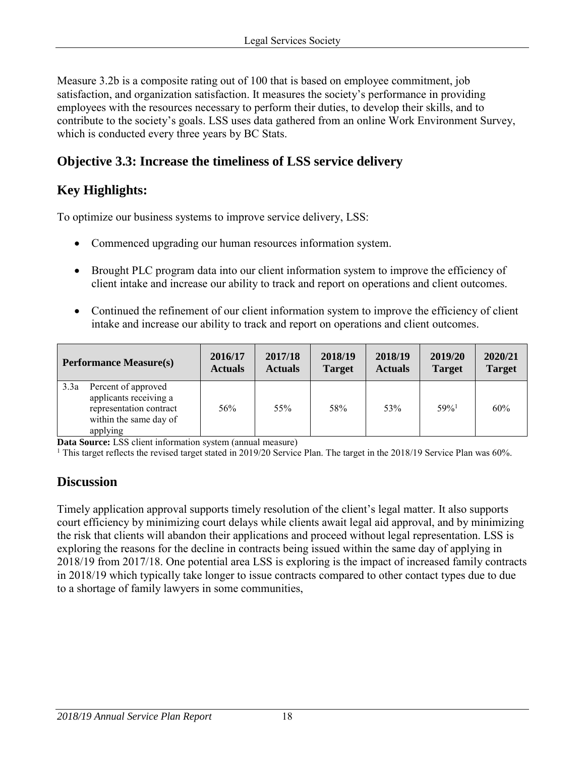Measure 3.2b is a composite rating out of 100 that is based on employee commitment, job satisfaction, and organization satisfaction. It measures the society's performance in providing employees with the resources necessary to perform their duties, to develop their skills, and to contribute to the society's goals. LSS uses data gathered from an online Work Environment Survey, which is conducted every three years by BC Stats.

## Objective 3.3: Increase the timeliness of LSS service delivery

## Key Highlights:

To optimize our business systems to improve service delivery, LSS:

- Commenced upgrading our human resources information system.
- Brought PLC program data into our client information system to improve the efficiency of client intake and increase our ability to track and report on operations and client outcomes.
- Continued the refinement of our client information system to improve the efficiency of client intake and increase our ability to track and report on operations and client outcomes.

| Performance Measure(s) | 2016/17 Actuals | 2017/18 Actuals | 2018/19 Target | 2018/19 Actuals | 2019/20 Target | 2020/21 Target |
|---|---|---|---|---|---|---|
| 3.3a Percent of approved applicants receiving a representation contract within the same day of applying | 56% | 55% | 58% | 53% | 59%[1] | 60% |

**Data Source:** LSS client information system (annual measure)

[1] This target reflects the revised target stated in 2019/20 Service Plan. The target in the 2018/19 Service Plan was 60%.

## Discussion

Timely application approval supports timely resolution of the client's legal matter. It also supports court efficiency by minimizing court delays while clients await legal aid approval, and by minimizing the risk that clients will abandon their applications and proceed without legal representation. LSS is exploring the reasons for the decline in contracts being issued within the same day of applying in 2018/19 from 2017/18. One potential area LSS is exploring is the impact of increased family contracts in 2018/19 which typically take longer to issue contracts compared to other contact types due to due to a shortage of family lawyers in some communities,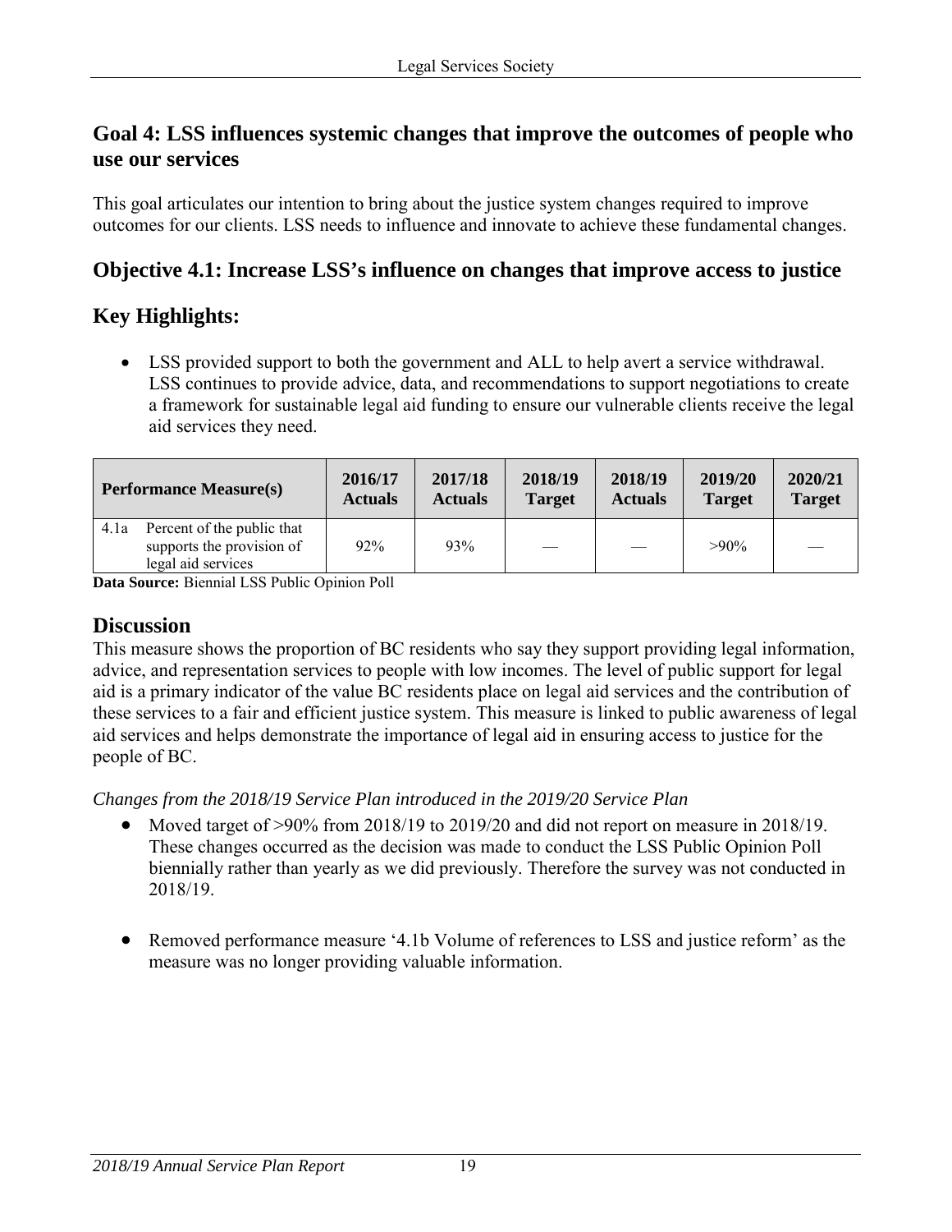## Goal 4: LSS influences systemic changes that improve the outcomes of people who use our services

This goal articulates our intention to bring about the justice system changes required to improve outcomes for our clients. LSS needs to influence and innovate to achieve these fundamental changes.

## Objective 4.1: Increase LSS's influence on changes that improve access to justice

## Key Highlights:

- LSS provided support to both the government and ALL to help avert a service withdrawal. LSS continues to provide advice, data, and recommendations to support negotiations to create a framework for sustainable legal aid funding to ensure our vulnerable clients receive the legal aid services they need.

| Performance Measure(s) | 2016/17 Actuals | 2017/18 Actuals | 2018/19 Target | 2018/19 Actuals | 2019/20 Target | 2020/21 Target |
|---|---|---|---|---|---|---|
| 4.1a Percent of the public that supports the provision of legal aid services | 92% | 93% | — | — | >90% | — |

**Data Source:** Biennial LSS Public Opinion Poll

## Discussion

This measure shows the proportion of BC residents who say they support providing legal information, advice, and representation services to people with low incomes. The level of public support for legal aid is a primary indicator of the value BC residents place on legal aid services and the contribution of these services to a fair and efficient justice system. This measure is linked to public awareness of legal aid services and helps demonstrate the importance of legal aid in ensuring access to justice for the people of BC.

*Changes from the 2018/19 Service Plan introduced in the 2019/20 Service Plan*

- Moved target of >90% from 2018/19 to 2019/20 and did not report on measure in 2018/19. These changes occurred as the decision was made to conduct the LSS Public Opinion Poll biennially rather than yearly as we did previously. Therefore the survey was not conducted in 2018/19.

- Removed performance measure '4.1b Volume of references to LSS and justice reform' as the measure was no longer providing valuable information.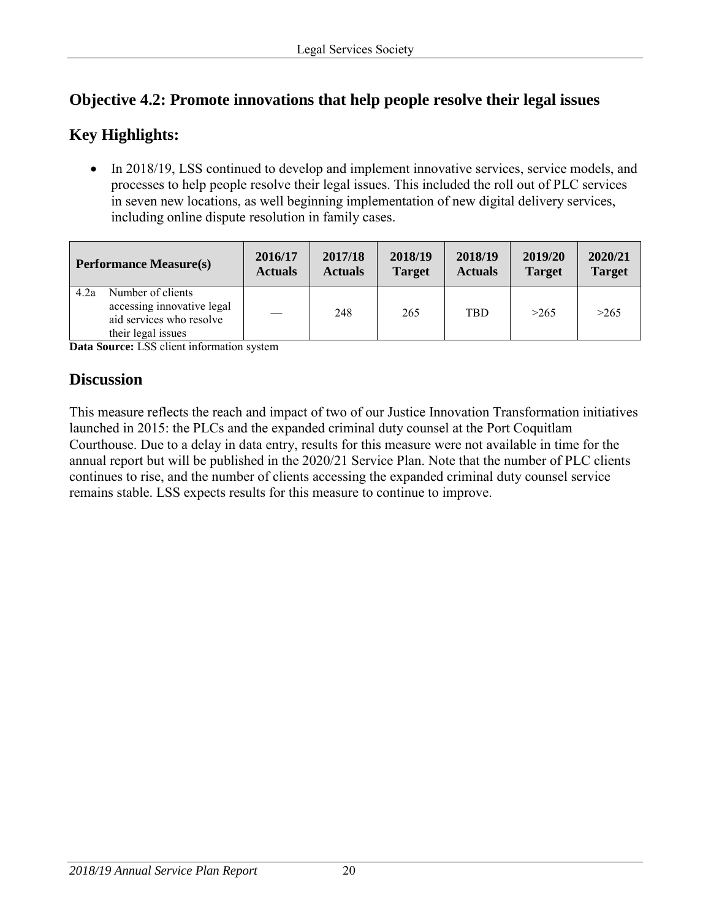## Objective 4.2: Promote innovations that help people resolve their legal issues

## Key Highlights:

- In 2018/19, LSS continued to develop and implement innovative services, service models, and processes to help people resolve their legal issues. This included the roll out of PLC services in seven new locations, as well beginning implementation of new digital delivery services, including online dispute resolution in family cases.

| Performance Measure(s) | 2016/17 Actuals | 2017/18 Actuals | 2018/19 Target | 2018/19 Actuals | 2019/20 Target | 2020/21 Target |
|---|---|---|---|---|---|---|
| 4.2a Number of clients accessing innovative legal aid services who resolve their legal issues | — | 248 | 265 | TBD | >265 | >265 |

**Data Source:** LSS client information system

## Discussion

This measure reflects the reach and impact of two of our Justice Innovation Transformation initiatives launched in 2015: the PLCs and the expanded criminal duty counsel at the Port Coquitlam Courthouse. Due to a delay in data entry, results for this measure were not available in time for the annual report but will be published in the 2020/21 Service Plan. Note that the number of PLC clients continues to rise, and the number of clients accessing the expanded criminal duty counsel service remains stable. LSS expects results for this measure to continue to improve.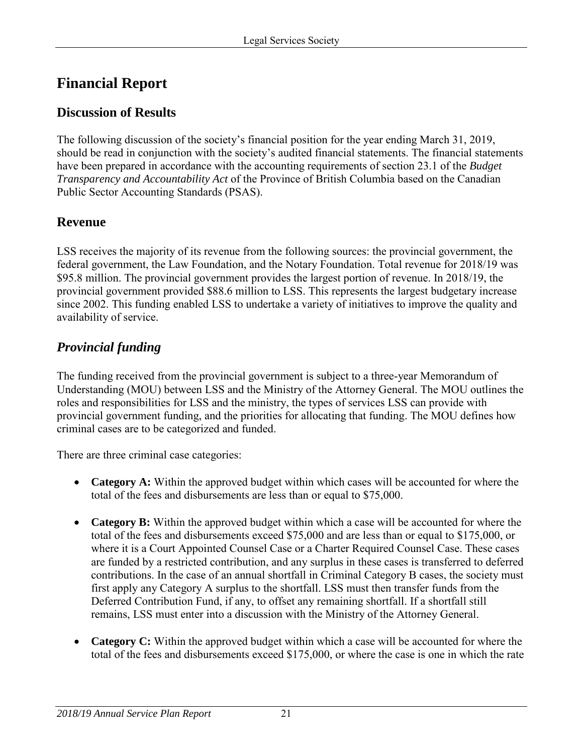# Financial Report

## Discussion of Results

The following discussion of the society's financial position for the year ending March 31, 2019, should be read in conjunction with the society's audited financial statements. The financial statements have been prepared in accordance with the accounting requirements of section 23.1 of the *Budget Transparency and Accountability Act* of the Province of British Columbia based on the Canadian Public Sector Accounting Standards (PSAS).

## Revenue

LSS receives the majority of its revenue from the following sources: the provincial government, the federal government, the Law Foundation, and the Notary Foundation. Total revenue for 2018/19 was $95.8 million. The provincial government provides the largest portion of revenue. In 2018/19, the provincial government provided $88.6 million to LSS. This represents the largest budgetary increase since 2002. This funding enabled LSS to undertake a variety of initiatives to improve the quality and availability of service.

## *Provincial funding*

The funding received from the provincial government is subject to a three-year Memorandum of Understanding (MOU) between LSS and the Ministry of the Attorney General. The MOU outlines the roles and responsibilities for LSS and the ministry, the types of services LSS can provide with provincial government funding, and the priorities for allocating that funding. The MOU defines how criminal cases are to be categorized and funded.

There are three criminal case categories:

- **Category A:** Within the approved budget within which cases will be accounted for where the total of the fees and disbursements are less than or equal to $75,000.
- **Category B:** Within the approved budget within which a case will be accounted for where the total of the fees and disbursements exceed $75,000 and are less than or equal to $175,000, or where it is a Court Appointed Counsel Case or a Charter Required Counsel Case. These cases are funded by a restricted contribution, and any surplus in these cases is transferred to deferred contributions. In the case of an annual shortfall in Criminal Category B cases, the society must first apply any Category A surplus to the shortfall. LSS must then transfer funds from the Deferred Contribution Fund, if any, to offset any remaining shortfall. If a shortfall still remains, LSS must enter into a discussion with the Ministry of the Attorney General.
- **Category C:** Within the approved budget within which a case will be accounted for where the total of the fees and disbursements exceed $175,000, or where the case is one in which the rate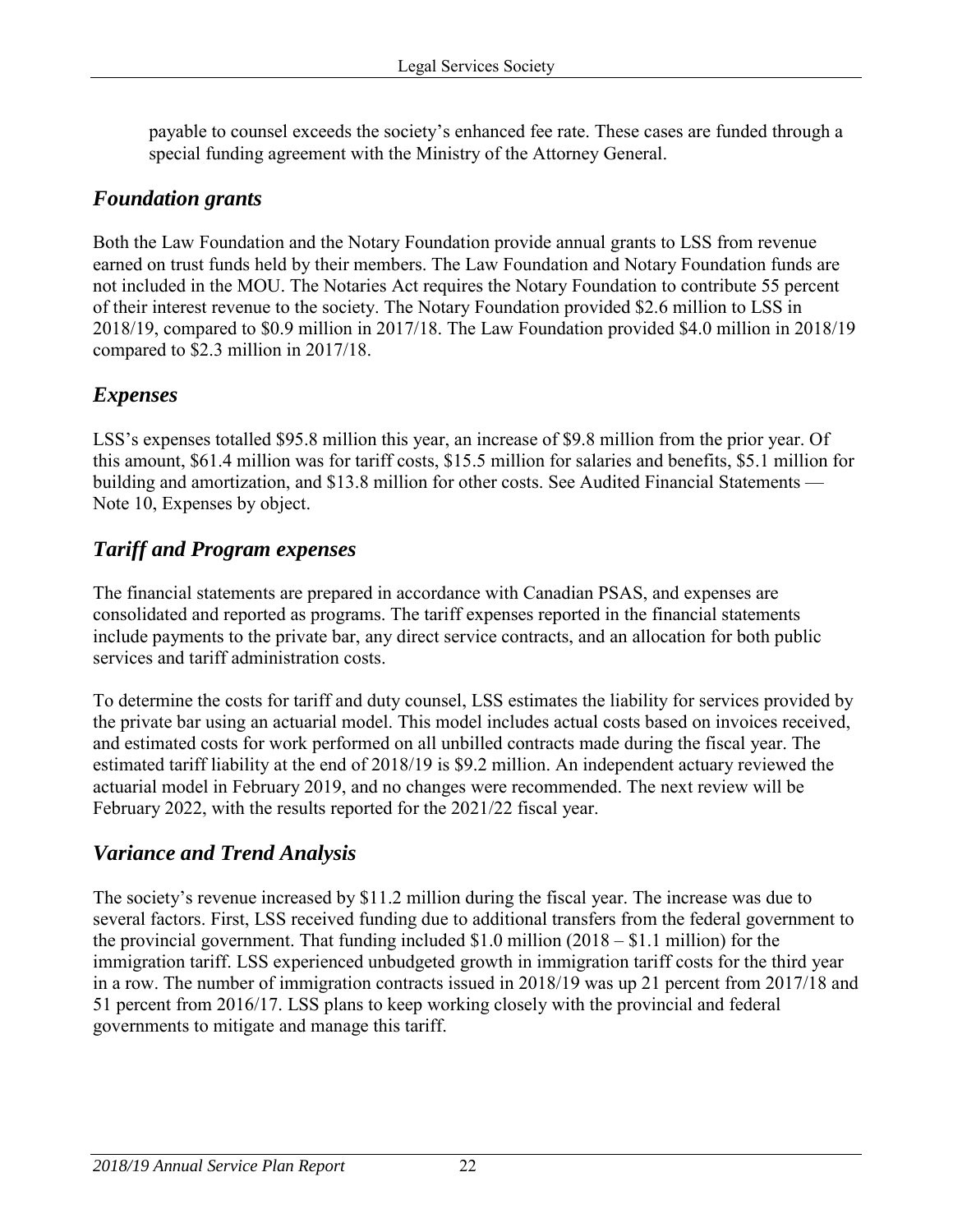payable to counsel exceeds the society's enhanced fee rate. These cases are funded through a special funding agreement with the Ministry of the Attorney General.

## *Foundation grants*

Both the Law Foundation and the Notary Foundation provide annual grants to LSS from revenue earned on trust funds held by their members. The Law Foundation and Notary Foundation funds are not included in the MOU. The Notaries Act requires the Notary Foundation to contribute 55 percent of their interest revenue to the society. The Notary Foundation provided \$2.6 million to LSS in 2018/19, compared to \$0.9 million in 2017/18. The Law Foundation provided \$4.0 million in 2018/19 compared to \$2.3 million in 2017/18.

## *Expenses*

LSS's expenses totalled \$95.8 million this year, an increase of \$9.8 million from the prior year. Of this amount, \$61.4 million was for tariff costs, \$15.5 million for salaries and benefits, \$5.1 million for building and amortization, and \$13.8 million for other costs. See Audited Financial Statements — Note 10, Expenses by object.

## *Tariff and Program expenses*

The financial statements are prepared in accordance with Canadian PSAS, and expenses are consolidated and reported as programs. The tariff expenses reported in the financial statements include payments to the private bar, any direct service contracts, and an allocation for both public services and tariff administration costs.

To determine the costs for tariff and duty counsel, LSS estimates the liability for services provided by the private bar using an actuarial model. This model includes actual costs based on invoices received, and estimated costs for work performed on all unbilled contracts made during the fiscal year. The estimated tariff liability at the end of 2018/19 is \$9.2 million. An independent actuary reviewed the actuarial model in February 2019, and no changes were recommended. The next review will be February 2022, with the results reported for the 2021/22 fiscal year.

## *Variance and Trend Analysis*

The society's revenue increased by \$11.2 million during the fiscal year. The increase was due to several factors. First, LSS received funding due to additional transfers from the federal government to the provincial government. That funding included \$1.0 million (2018 – \$1.1 million) for the immigration tariff. LSS experienced unbudgeted growth in immigration tariff costs for the third year in a row. The number of immigration contracts issued in 2018/19 was up 21 percent from 2017/18 and 51 percent from 2016/17. LSS plans to keep working closely with the provincial and federal governments to mitigate and manage this tariff.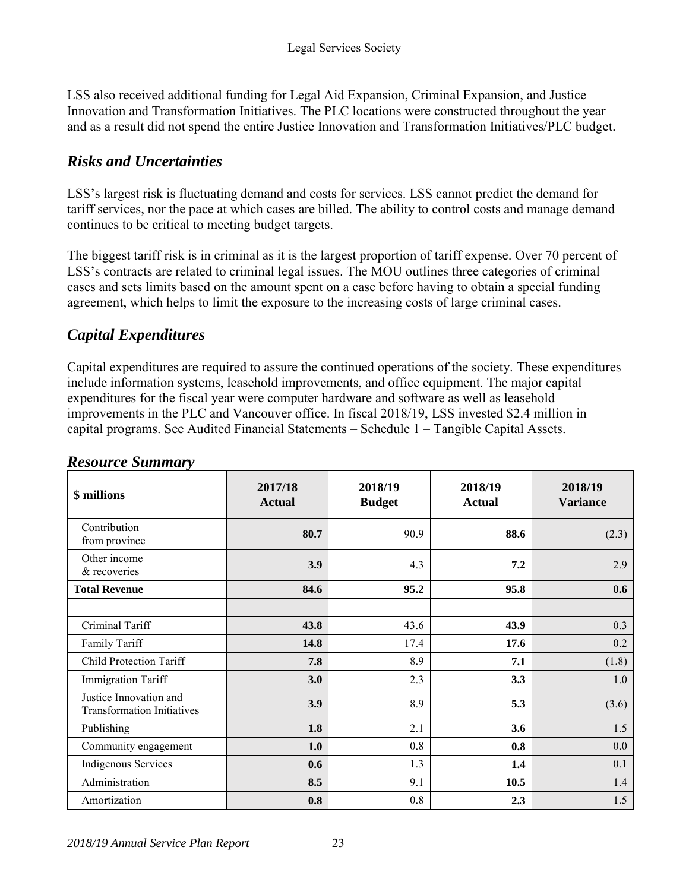LSS also received additional funding for Legal Aid Expansion, Criminal Expansion, and Justice Innovation and Transformation Initiatives. The PLC locations were constructed throughout the year and as a result did not spend the entire Justice Innovation and Transformation Initiatives/PLC budget.

## *Risks and Uncertainties*

LSS's largest risk is fluctuating demand and costs for services. LSS cannot predict the demand for tariff services, nor the pace at which cases are billed. The ability to control costs and manage demand continues to be critical to meeting budget targets.

The biggest tariff risk is in criminal as it is the largest proportion of tariff expense. Over 70 percent of LSS's contracts are related to criminal legal issues. The MOU outlines three categories of criminal cases and sets limits based on the amount spent on a case before having to obtain a special funding agreement, which helps to limit the exposure to the increasing costs of large criminal cases.

## *Capital Expenditures*

Capital expenditures are required to assure the continued operations of the society. These expenditures include information systems, leasehold improvements, and office equipment. The major capital expenditures for the fiscal year were computer hardware and software as well as leasehold improvements in the PLC and Vancouver office. In fiscal 2018/19, LSS invested $2.4 million in capital programs. See Audited Financial Statements – Schedule 1 – Tangible Capital Assets.

## *Resource Summary*

| **$ millions** | **2017/18 Actual** | **2018/19 Budget** | **2018/19 Actual** | **2018/19 Variance** |
|---|---|---|---|---|
| Contribution from province | **80.7** | 90.9 | **88.6** | (2.3) |
| Other income & recoveries | **3.9** | 4.3 | **7.2** | 2.9 |
| **Total Revenue** | **84.6** | **95.2** | **95.8** | **0.6** |
| | | | | |
| Criminal Tariff | **43.8** | 43.6 | **43.9** | 0.3 |
| Family Tariff | **14.8** | 17.4 | **17.6** | 0.2 |
| Child Protection Tariff | **7.8** | 8.9 | **7.1** | (1.8) |
| Immigration Tariff | **3.0** | 2.3 | **3.3** | 1.0 |
| Justice Innovation and Transformation Initiatives | **3.9** | 8.9 | **5.3** | (3.6) |
| Publishing | **1.8** | 2.1 | **3.6** | 1.5 |
| Community engagement | **1.0** | 0.8 | **0.8** | 0.0 |
| Indigenous Services | **0.6** | 1.3 | **1.4** | 0.1 |
| Administration | **8.5** | 9.1 | **10.5** | 1.4 |
| Amortization | **0.8** | 0.8 | **2.3** | 1.5 |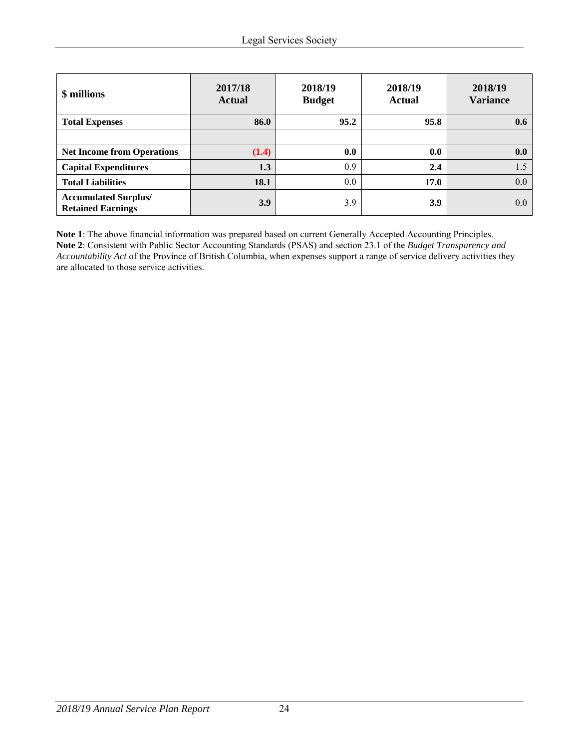| $ millions | 2017/18 Actual | 2018/19 Budget | 2018/19 Actual | 2018/19 Variance |
|---|---|---|---|---|
| **Total Expenses** | **86.0** | **95.2** | **95.8** | **0.6** |
| | | | | |
| **Net Income from Operations** | **(1.4)** | **0.0** | **0.0** | **0.0** |
| **Capital Expenditures** | **1.3** | 0.9 | **2.4** | 1.5 |
| **Total Liabilities** | **18.1** | 0.0 | **17.0** | 0.0 |
| **Accumulated Surplus/ Retained Earnings** | **3.9** | 3.9 | **3.9** | 0.0 |

**Note 1**: The above financial information was prepared based on current Generally Accepted Accounting Principles.
**Note 2**: Consistent with Public Sector Accounting Standards (PSAS) and section 23.1 of the *Budget Transparency and Accountability Act* of the Province of British Columbia, when expenses support a range of service delivery activities they are allocated to those service activities.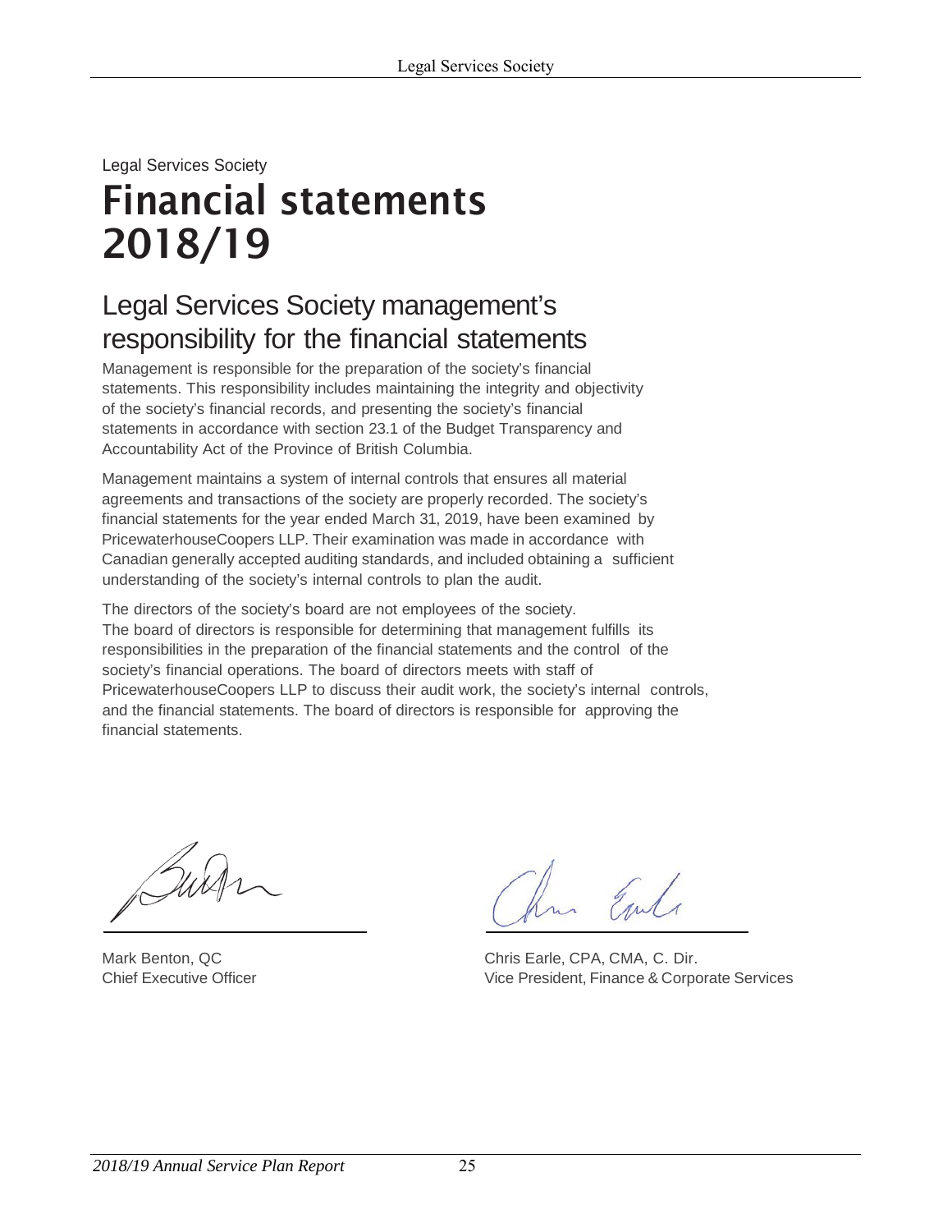Legal Services Society

# Financial statements 2018/19

## Legal Services Society management's responsibility for the financial statements

Management is responsible for the preparation of the society's financial statements. This responsibility includes maintaining the integrity and objectivity of the society's financial records, and presenting the society's financial statements in accordance with section 23.1 of the Budget Transparency and Accountability Act of the Province of British Columbia.

Management maintains a system of internal controls that ensures all material agreements and transactions of the society are properly recorded. The society's financial statements for the year ended March 31, 2019, have been examined by PricewaterhouseCoopers LLP. Their examination was made in accordance with Canadian generally accepted auditing standards, and included obtaining a sufficient understanding of the society's internal controls to plan the audit.

The directors of the society's board are not employees of the society. The board of directors is responsible for determining that management fulfills its responsibilities in the preparation of the financial statements and the control of the society's financial operations. The board of directors meets with staff of PricewaterhouseCoopers LLP to discuss their audit work, the society's internal controls, and the financial statements. The board of directors is responsible for approving the financial statements.

Mark Benton, QC
Chief Executive Officer

Chris Earle, CPA, CMA, C. Dir.
Vice President, Finance & Corporate Services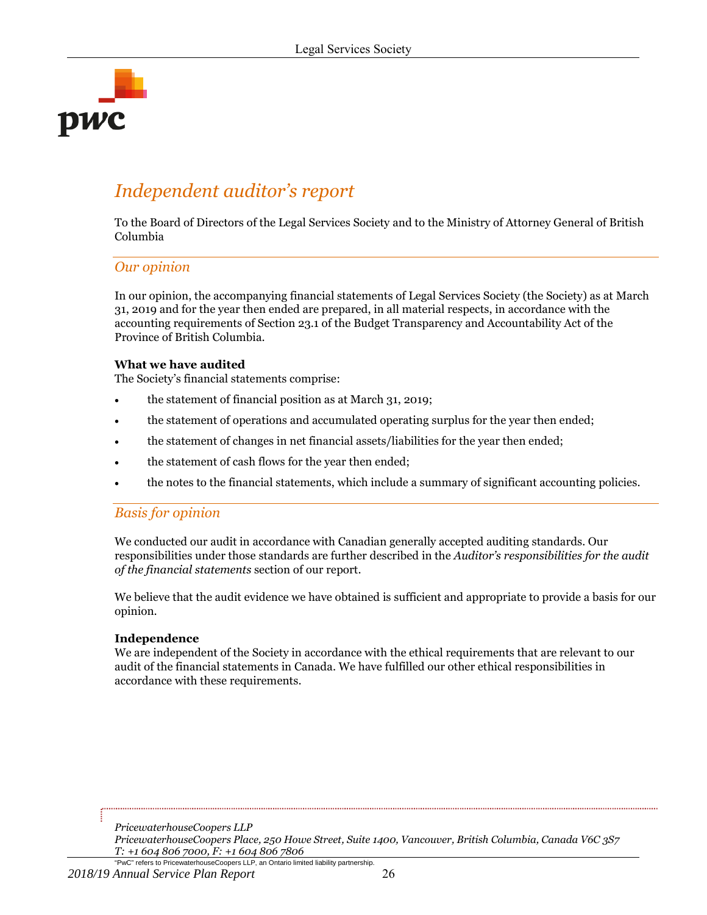# Independent auditor's report

To the Board of Directors of the Legal Services Society and to the Ministry of Attorney General of British Columbia

## Our opinion

In our opinion, the accompanying financial statements of Legal Services Society (the Society) as at March 31, 2019 and for the year then ended are prepared, in all material respects, in accordance with the accounting requirements of Section 23.1 of the Budget Transparency and Accountability Act of the Province of British Columbia.

**What we have audited**

The Society's financial statements comprise:

- the statement of financial position as at March 31, 2019;
- the statement of operations and accumulated operating surplus for the year then ended;
- the statement of changes in net financial assets/liabilities for the year then ended;
- the statement of cash flows for the year then ended;
- the notes to the financial statements, which include a summary of significant accounting policies.

## Basis for opinion

We conducted our audit in accordance with Canadian generally accepted auditing standards. Our responsibilities under those standards are further described in the *Auditor's responsibilities for the audit of the financial statements* section of our report.

We believe that the audit evidence we have obtained is sufficient and appropriate to provide a basis for our opinion.

**Independence**

We are independent of the Society in accordance with the ethical requirements that are relevant to our audit of the financial statements in Canada. We have fulfilled our other ethical responsibilities in accordance with these requirements.

*PricewaterhouseCoopers LLP*
*PricewaterhouseCoopers Place, 250 Howe Street, Suite 1400, Vancouver, British Columbia, Canada V6C 3S7*
*T: +1 604 806 7000, F: +1 604 806 7806*

"PwC" refers to PricewaterhouseCoopers LLP, an Ontario limited liability partnership.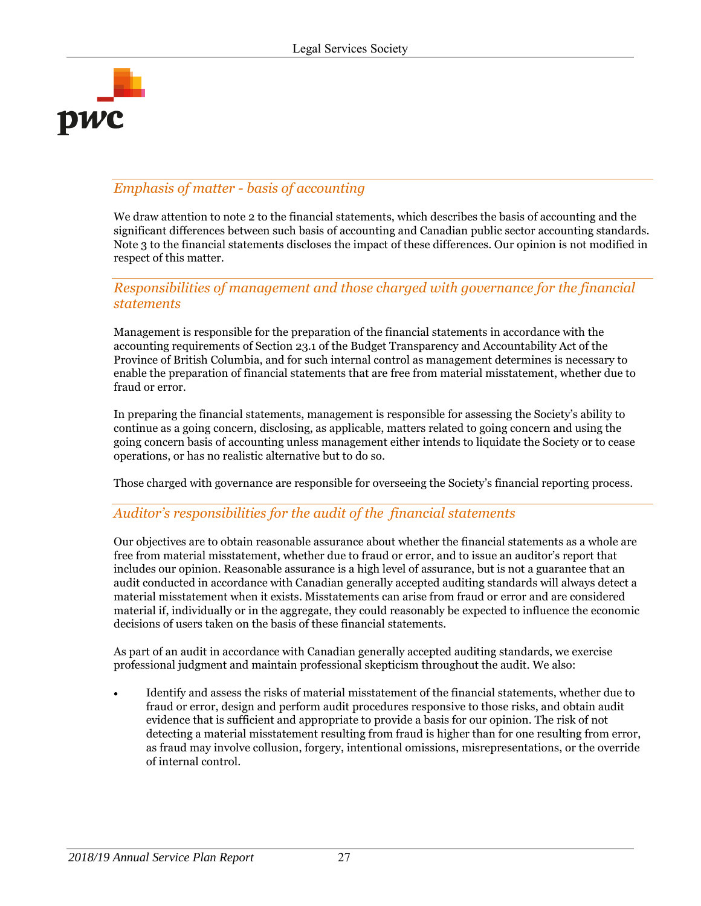### *Emphasis of matter - basis of accounting*

We draw attention to note 2 to the financial statements, which describes the basis of accounting and the significant differences between such basis of accounting and Canadian public sector accounting standards. Note 3 to the financial statements discloses the impact of these differences. Our opinion is not modified in respect of this matter.

### *Responsibilities of management and those charged with governance for the financial statements*

Management is responsible for the preparation of the financial statements in accordance with the accounting requirements of Section 23.1 of the Budget Transparency and Accountability Act of the Province of British Columbia, and for such internal control as management determines is necessary to enable the preparation of financial statements that are free from material misstatement, whether due to fraud or error.

In preparing the financial statements, management is responsible for assessing the Society's ability to continue as a going concern, disclosing, as applicable, matters related to going concern and using the going concern basis of accounting unless management either intends to liquidate the Society or to cease operations, or has no realistic alternative but to do so.

Those charged with governance are responsible for overseeing the Society's financial reporting process.

### *Auditor's responsibilities for the audit of the financial statements*

Our objectives are to obtain reasonable assurance about whether the financial statements as a whole are free from material misstatement, whether due to fraud or error, and to issue an auditor's report that includes our opinion. Reasonable assurance is a high level of assurance, but is not a guarantee that an audit conducted in accordance with Canadian generally accepted auditing standards will always detect a material misstatement when it exists. Misstatements can arise from fraud or error and are considered material if, individually or in the aggregate, they could reasonably be expected to influence the economic decisions of users taken on the basis of these financial statements.

As part of an audit in accordance with Canadian generally accepted auditing standards, we exercise professional judgment and maintain professional skepticism throughout the audit. We also:

- Identify and assess the risks of material misstatement of the financial statements, whether due to fraud or error, design and perform audit procedures responsive to those risks, and obtain audit evidence that is sufficient and appropriate to provide a basis for our opinion. The risk of not detecting a material misstatement resulting from fraud is higher than for one resulting from error, as fraud may involve collusion, forgery, intentional omissions, misrepresentations, or the override of internal control.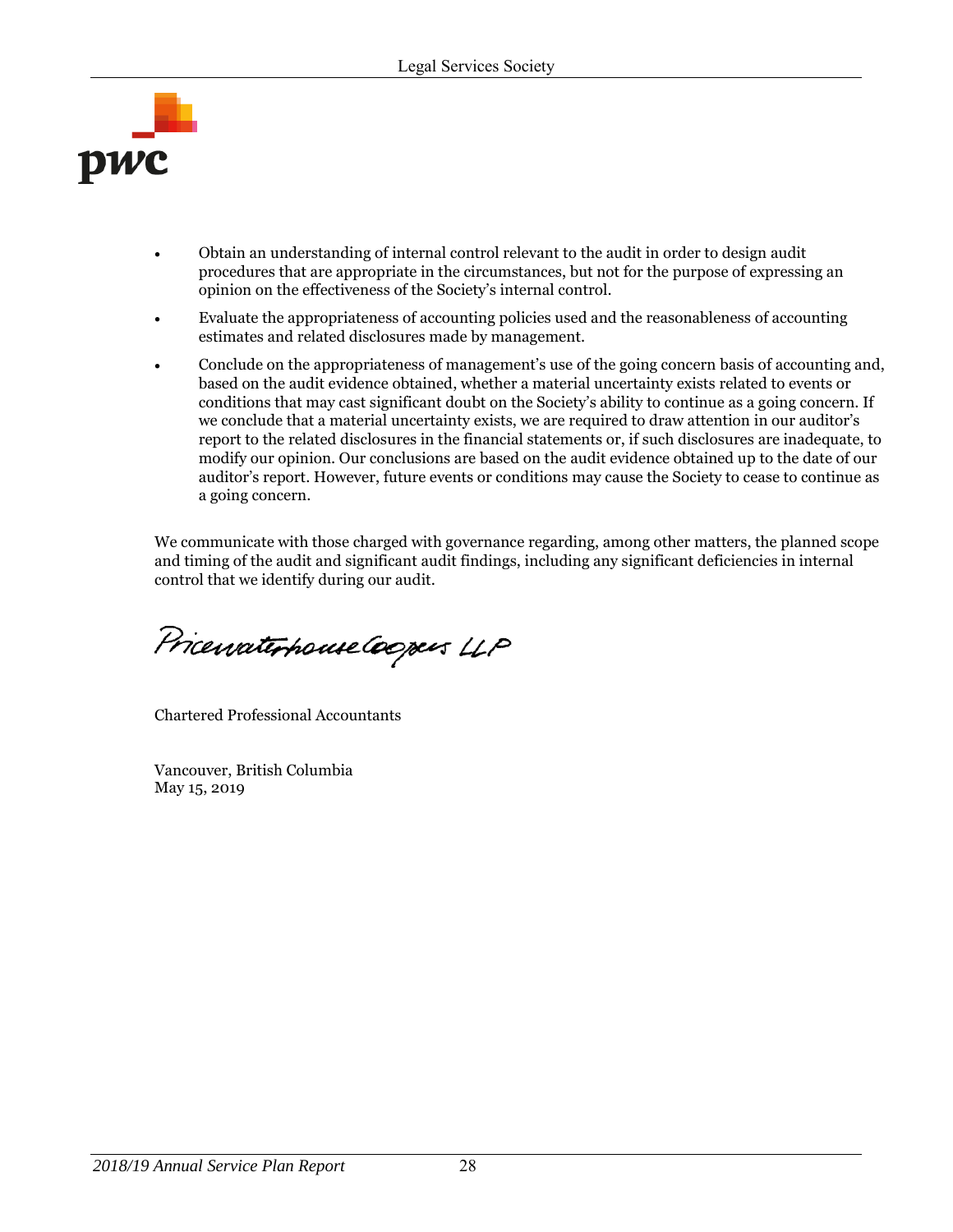- Obtain an understanding of internal control relevant to the audit in order to design audit procedures that are appropriate in the circumstances, but not for the purpose of expressing an opinion on the effectiveness of the Society's internal control.
- Evaluate the appropriateness of accounting policies used and the reasonableness of accounting estimates and related disclosures made by management.
- Conclude on the appropriateness of management's use of the going concern basis of accounting and, based on the audit evidence obtained, whether a material uncertainty exists related to events or conditions that may cast significant doubt on the Society's ability to continue as a going concern. If we conclude that a material uncertainty exists, we are required to draw attention in our auditor's report to the related disclosures in the financial statements or, if such disclosures are inadequate, to modify our opinion. Our conclusions are based on the audit evidence obtained up to the date of our auditor's report. However, future events or conditions may cause the Society to cease to continue as a going concern.

We communicate with those charged with governance regarding, among other matters, the planned scope and timing of the audit and significant audit findings, including any significant deficiencies in internal control that we identify during our audit.

PricewaterhouseCoopers LLP

Chartered Professional Accountants

Vancouver, British Columbia
May 15, 2019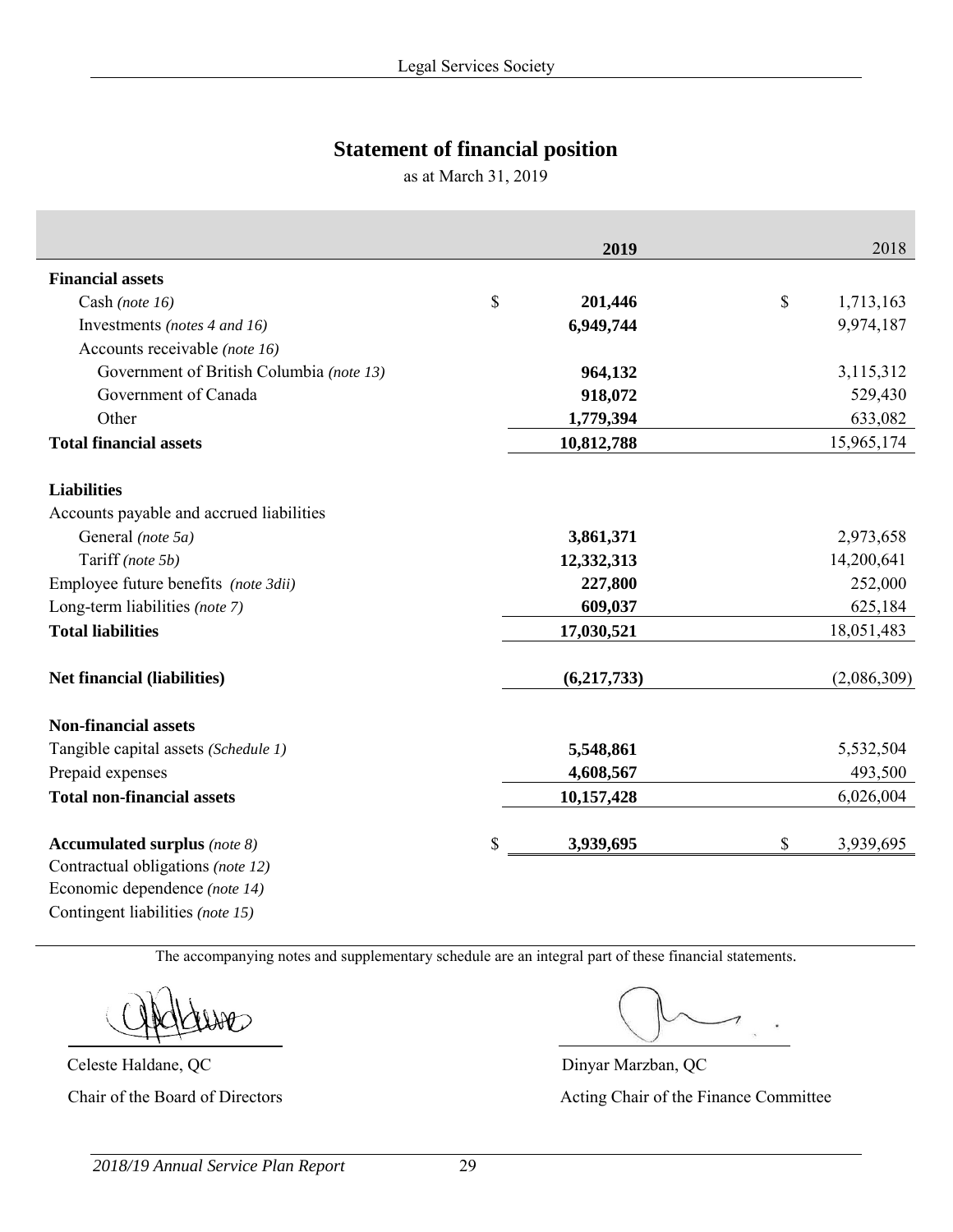## Statement of financial position

as at March 31, 2019

| | 2019 | 2018 |
|---|---|---|
| **Financial assets** | | |
| Cash *(note 16)* | $ **201,446** | $ 1,713,163 |
| Investments *(notes 4 and 16)* | **6,949,744** | 9,974,187 |
| Accounts receivable *(note 16)* | | |
| Government of British Columbia *(note 13)* | **964,132** | 3,115,312 |
| Government of Canada | **918,072** | 529,430 |
| Other | **1,779,394** | 633,082 |
| **Total financial assets** | **10,812,788** | 15,965,174 |
| **Liabilities** | | |
| Accounts payable and accrued liabilities | | |
| General *(note 5a)* | **3,861,371** | 2,973,658 |
| Tariff *(note 5b)* | **12,332,313** | 14,200,641 |
| Employee future benefits *(note 3dii)* | **227,800** | 252,000 |
| Long-term liabilities *(note 7)* | **609,037** | 625,184 |
| **Total liabilities** | **17,030,521** | 18,051,483 |
| **Net financial (liabilities)** | **(6,217,733)** | (2,086,309) |
| **Non-financial assets** | | |
| Tangible capital assets *(Schedule 1)* | **5,548,861** | 5,532,504 |
| Prepaid expenses | **4,608,567** | 493,500 |
| **Total non-financial assets** | **10,157,428** | 6,026,004 |
| **Accumulated surplus** *(note 8)* | $ **3,939,695** | $ 3,939,695 |

Contractual obligations *(note 12)*

Economic dependence *(note 14)*

Contingent liabilities *(note 15)*

The accompanying notes and supplementary schedule are an integral part of these financial statements.

Celeste Haldane, QC
Chair of the Board of Directors

Dinyar Marzban, QC
Acting Chair of the Finance Committee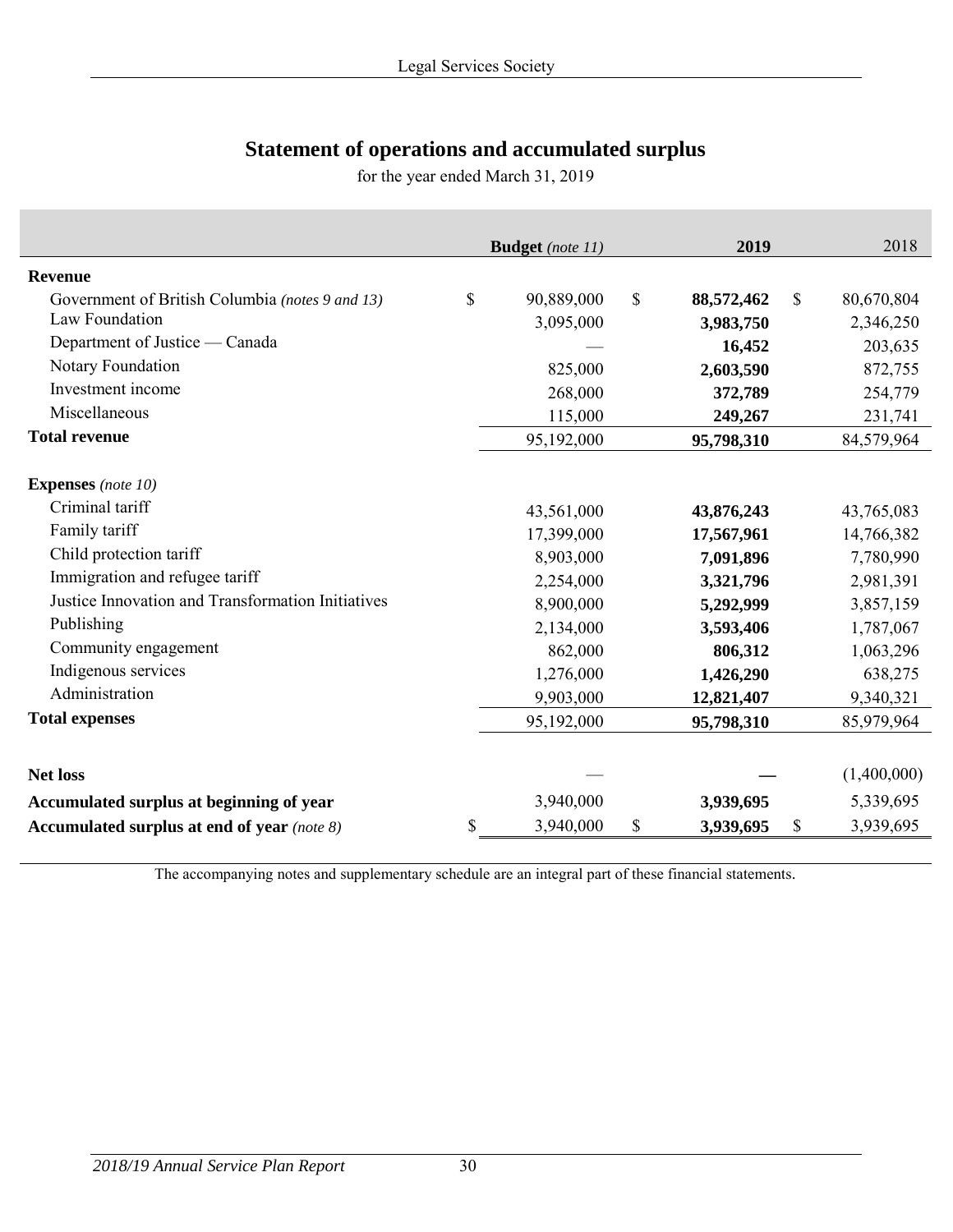# Statement of operations and accumulated surplus

for the year ended March 31, 2019

| | **Budget** *(note 11)* | **2019** | 2018 |
|---|---|---|---|
| **Revenue** | | | |
| Government of British Columbia *(notes 9 and 13)* | $ 90,889,000 | $ **88,572,462** | $ 80,670,804 |
| Law Foundation | 3,095,000 | **3,983,750** | 2,346,250 |
| Department of Justice — Canada | — | **16,452** | 203,635 |
| Notary Foundation | 825,000 | **2,603,590** | 872,755 |
| Investment income | 268,000 | **372,789** | 254,779 |
| Miscellaneous | 115,000 | **249,267** | 231,741 |
| **Total revenue** | 95,192,000 | **95,798,310** | 84,579,964 |
| | | | |
| **Expenses** *(note 10)* | | | |
| Criminal tariff | 43,561,000 | **43,876,243** | 43,765,083 |
| Family tariff | 17,399,000 | **17,567,961** | 14,766,382 |
| Child protection tariff | 8,903,000 | **7,091,896** | 7,780,990 |
| Immigration and refugee tariff | 2,254,000 | **3,321,796** | 2,981,391 |
| Justice Innovation and Transformation Initiatives | 8,900,000 | **5,292,999** | 3,857,159 |
| Publishing | 2,134,000 | **3,593,406** | 1,787,067 |
| Community engagement | 862,000 | **806,312** | 1,063,296 |
| Indigenous services | 1,276,000 | **1,426,290** | 638,275 |
| Administration | 9,903,000 | **12,821,407** | 9,340,321 |
| **Total expenses** | 95,192,000 | **95,798,310** | 85,979,964 |
| | | | |
| **Net loss** | — | **—** | (1,400,000) |
| **Accumulated surplus at beginning of year** | 3,940,000 | **3,939,695** | 5,339,695 |
| **Accumulated surplus at end of year** *(note 8)* | $ 3,940,000 | $ **3,939,695** | $ 3,939,695 |

The accompanying notes and supplementary schedule are an integral part of these financial statements.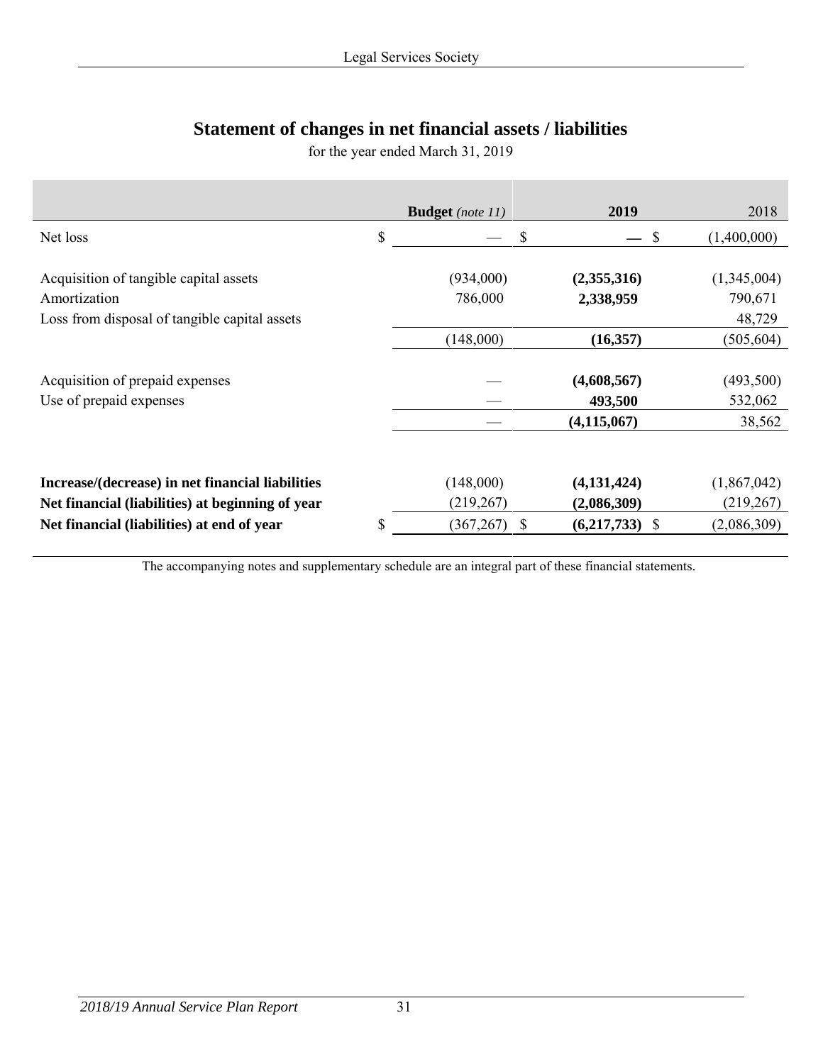# Statement of changes in net financial assets / liabilities

for the year ended March 31, 2019

| | **Budget** *(note 11)* | **2019** | 2018 |
|---|---|---|---|
| Net loss | $ — | $ **—** | $ (1,400,000) |
| | | | |
| Acquisition of tangible capital assets | (934,000) | **(2,355,316)** | (1,345,004) |
| Amortization | 786,000 | **2,338,959** | 790,671 |
| Loss from disposal of tangible capital assets | | | 48,729 |
| | (148,000) | **(16,357)** | (505,604) |
| | | | |
| Acquisition of prepaid expenses | — | **(4,608,567)** | (493,500) |
| Use of prepaid expenses | — | **493,500** | 532,062 |
| | — | **(4,115,067)** | 38,562 |
| | | | |
| **Increase/(decrease) in net financial liabilities** | (148,000) | **(4,131,424)** | (1,867,042) |
| **Net financial (liabilities) at beginning of year** | (219,267) | **(2,086,309)** | (219,267) |
| **Net financial (liabilities) at end of year** | $ (367,267) | $ **(6,217,733)** | $ (2,086,309) |

The accompanying notes and supplementary schedule are an integral part of these financial statements.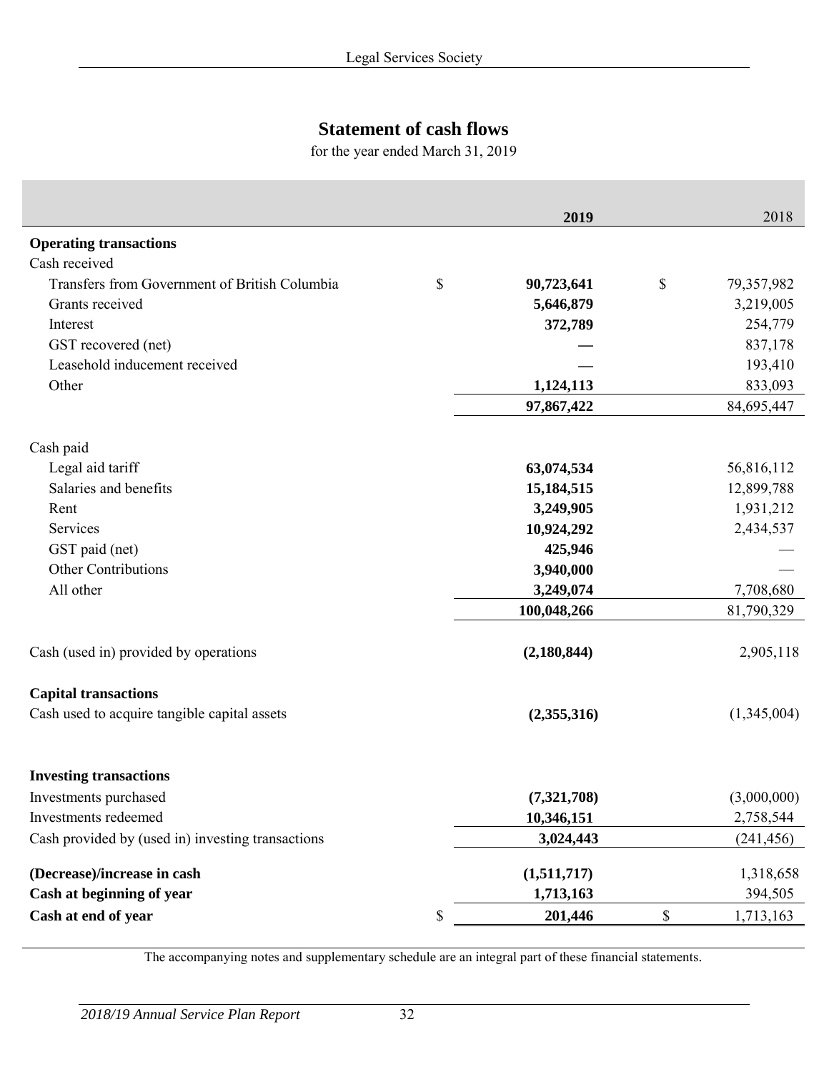## Statement of cash flows

for the year ended March 31, 2019

| | 2019 | 2018 |
|---|---|---|
| **Operating transactions** | | |
| Cash received | | |
| Transfers from Government of British Columbia | $ **90,723,641** | $ 79,357,982 |
| Grants received | **5,646,879** | 3,219,005 |
| Interest | **372,789** | 254,779 |
| GST recovered (net) | **—** | 837,178 |
| Leasehold inducement received | **—** | 193,410 |
| Other | **1,124,113** | 833,093 |
| | **97,867,422** | 84,695,447 |
| Cash paid | | |
| Legal aid tariff | **63,074,534** | 56,816,112 |
| Salaries and benefits | **15,184,515** | 12,899,788 |
| Rent | **3,249,905** | 1,931,212 |
| Services | **10,924,292** | 2,434,537 |
| GST paid (net) | **425,946** | — |
| Other Contributions | **3,940,000** | — |
| All other | **3,249,074** | 7,708,680 |
| | **100,048,266** | 81,790,329 |
| Cash (used in) provided by operations | **(2,180,844)** | 2,905,118 |
| **Capital transactions** | | |
| Cash used to acquire tangible capital assets | **(2,355,316)** | (1,345,004) |
| **Investing transactions** | | |
| Investments purchased | **(7,321,708)** | (3,000,000) |
| Investments redeemed | **10,346,151** | 2,758,544 |
| Cash provided by (used in) investing transactions | **3,024,443** | (241,456) |
| **(Decrease)/increase in cash** | **(1,511,717)** | 1,318,658 |
| **Cash at beginning of year** | **1,713,163** | 394,505 |
| **Cash at end of year** | $ **201,446** | $ 1,713,163 |

The accompanying notes and supplementary schedule are an integral part of these financial statements.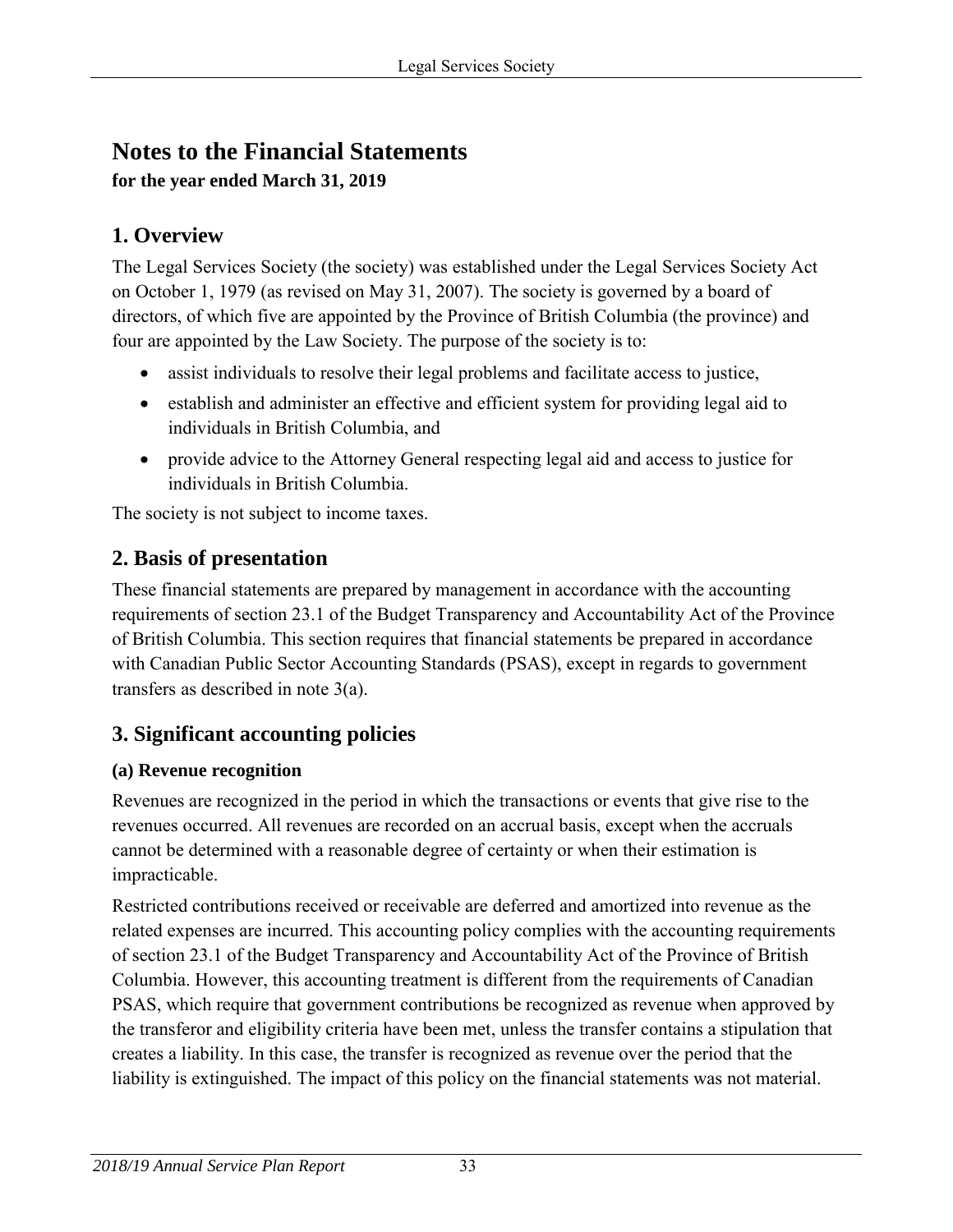# Notes to the Financial Statements

**for the year ended March 31, 2019**

## 1. Overview

The Legal Services Society (the society) was established under the Legal Services Society Act on October 1, 1979 (as revised on May 31, 2007). The society is governed by a board of directors, of which five are appointed by the Province of British Columbia (the province) and four are appointed by the Law Society. The purpose of the society is to:

- assist individuals to resolve their legal problems and facilitate access to justice,
- establish and administer an effective and efficient system for providing legal aid to individuals in British Columbia, and
- provide advice to the Attorney General respecting legal aid and access to justice for individuals in British Columbia.

The society is not subject to income taxes.

## 2. Basis of presentation

These financial statements are prepared by management in accordance with the accounting requirements of section 23.1 of the Budget Transparency and Accountability Act of the Province of British Columbia. This section requires that financial statements be prepared in accordance with Canadian Public Sector Accounting Standards (PSAS), except in regards to government transfers as described in note 3(a).

## 3. Significant accounting policies

### (a) Revenue recognition

Revenues are recognized in the period in which the transactions or events that give rise to the revenues occurred. All revenues are recorded on an accrual basis, except when the accruals cannot be determined with a reasonable degree of certainty or when their estimation is impracticable.

Restricted contributions received or receivable are deferred and amortized into revenue as the related expenses are incurred. This accounting policy complies with the accounting requirements of section 23.1 of the Budget Transparency and Accountability Act of the Province of British Columbia. However, this accounting treatment is different from the requirements of Canadian PSAS, which require that government contributions be recognized as revenue when approved by the transferor and eligibility criteria have been met, unless the transfer contains a stipulation that creates a liability. In this case, the transfer is recognized as revenue over the period that the liability is extinguished. The impact of this policy on the financial statements was not material.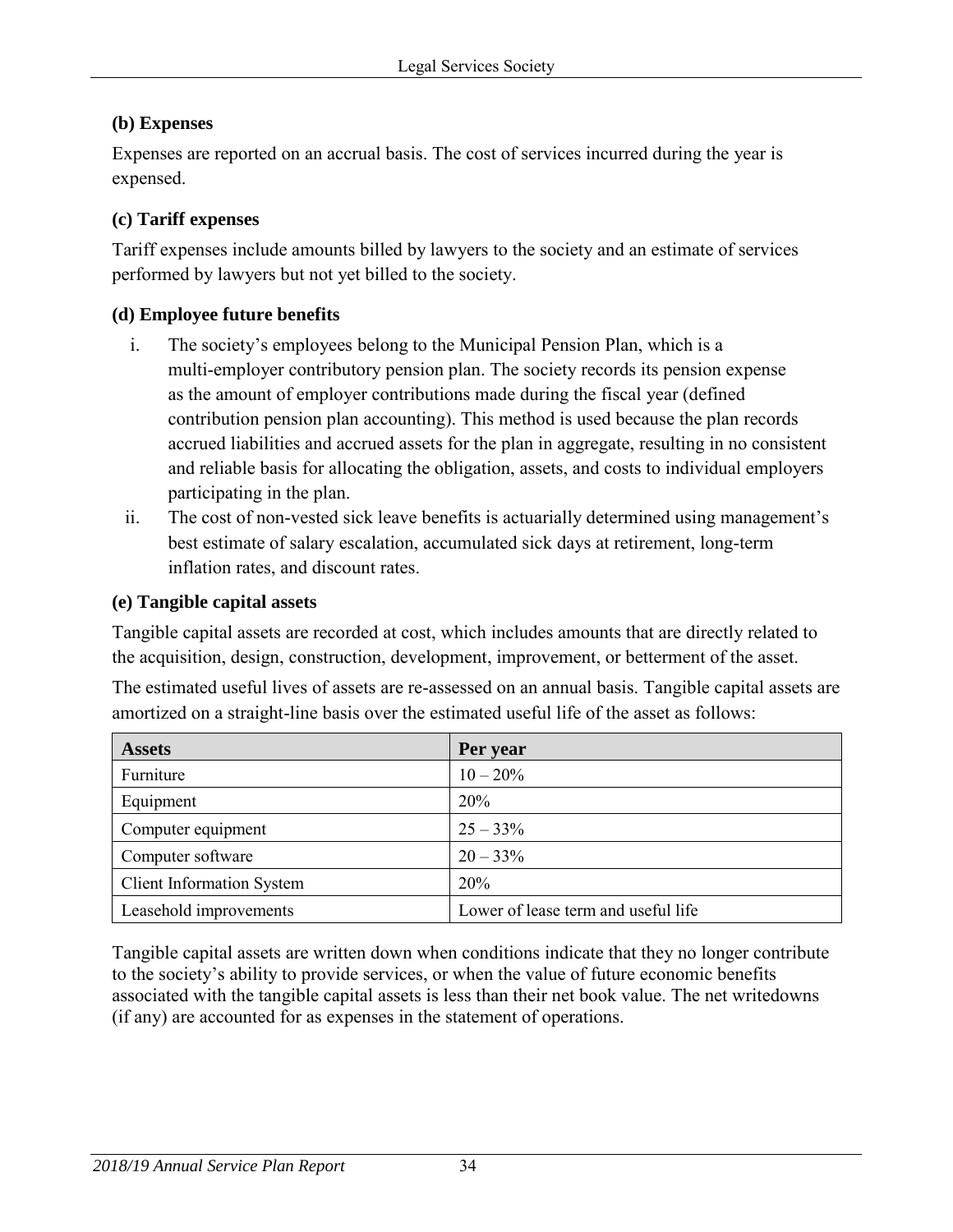### (b) Expenses

Expenses are reported on an accrual basis. The cost of services incurred during the year is expensed.

### (c) Tariff expenses

Tariff expenses include amounts billed by lawyers to the society and an estimate of services performed by lawyers but not yet billed to the society.

### (d) Employee future benefits

i. The society's employees belong to the Municipal Pension Plan, which is a multi-employer contributory pension plan. The society records its pension expense as the amount of employer contributions made during the fiscal year (defined contribution pension plan accounting). This method is used because the plan records accrued liabilities and accrued assets for the plan in aggregate, resulting in no consistent and reliable basis for allocating the obligation, assets, and costs to individual employers participating in the plan.

ii. The cost of non-vested sick leave benefits is actuarially determined using management's best estimate of salary escalation, accumulated sick days at retirement, long-term inflation rates, and discount rates.

### (e) Tangible capital assets

Tangible capital assets are recorded at cost, which includes amounts that are directly related to the acquisition, design, construction, development, improvement, or betterment of the asset.

The estimated useful lives of assets are re-assessed on an annual basis. Tangible capital assets are amortized on a straight-line basis over the estimated useful life of the asset as follows:

| Assets | Per year |
|---|---|
| Furniture | 10 – 20% |
| Equipment | 20% |
| Computer equipment | 25 – 33% |
| Computer software | 20 – 33% |
| Client Information System | 20% |
| Leasehold improvements | Lower of lease term and useful life |

Tangible capital assets are written down when conditions indicate that they no longer contribute to the society's ability to provide services, or when the value of future economic benefits associated with the tangible capital assets is less than their net book value. The net writedowns (if any) are accounted for as expenses in the statement of operations.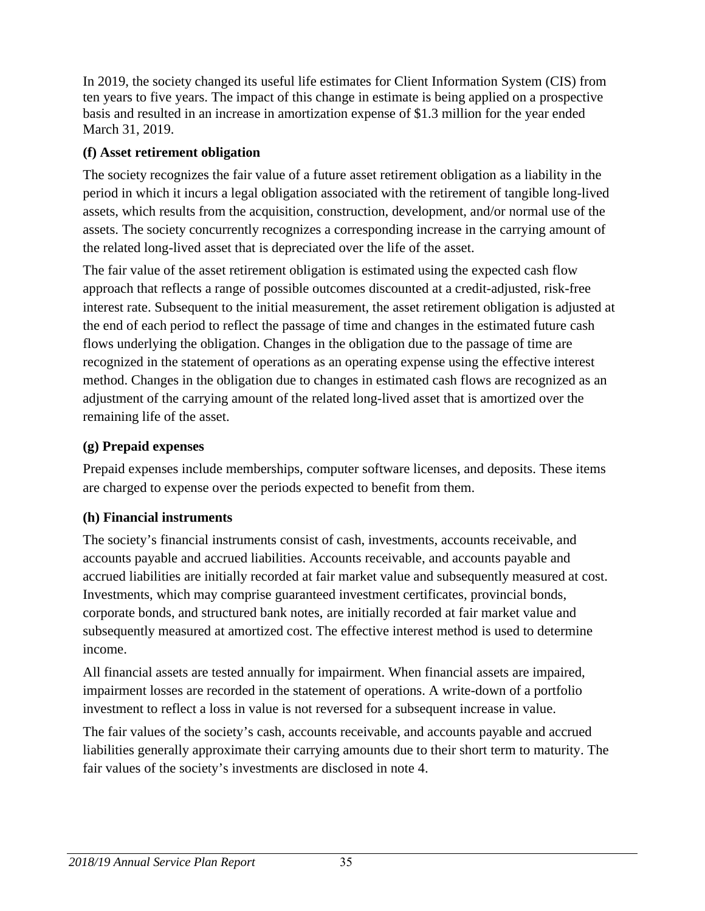In 2019, the society changed its useful life estimates for Client Information System (CIS) from ten years to five years. The impact of this change in estimate is being applied on a prospective basis and resulted in an increase in amortization expense of $1.3 million for the year ended March 31, 2019.

**(f) Asset retirement obligation**

The society recognizes the fair value of a future asset retirement obligation as a liability in the period in which it incurs a legal obligation associated with the retirement of tangible long-lived assets, which results from the acquisition, construction, development, and/or normal use of the assets. The society concurrently recognizes a corresponding increase in the carrying amount of the related long-lived asset that is depreciated over the life of the asset.

The fair value of the asset retirement obligation is estimated using the expected cash flow approach that reflects a range of possible outcomes discounted at a credit-adjusted, risk-free interest rate. Subsequent to the initial measurement, the asset retirement obligation is adjusted at the end of each period to reflect the passage of time and changes in the estimated future cash flows underlying the obligation. Changes in the obligation due to the passage of time are recognized in the statement of operations as an operating expense using the effective interest method. Changes in the obligation due to changes in estimated cash flows are recognized as an adjustment of the carrying amount of the related long-lived asset that is amortized over the remaining life of the asset.

**(g) Prepaid expenses**

Prepaid expenses include memberships, computer software licenses, and deposits. These items are charged to expense over the periods expected to benefit from them.

**(h) Financial instruments**

The society's financial instruments consist of cash, investments, accounts receivable, and accounts payable and accrued liabilities. Accounts receivable, and accounts payable and accrued liabilities are initially recorded at fair market value and subsequently measured at cost. Investments, which may comprise guaranteed investment certificates, provincial bonds, corporate bonds, and structured bank notes, are initially recorded at fair market value and subsequently measured at amortized cost. The effective interest method is used to determine income.

All financial assets are tested annually for impairment. When financial assets are impaired, impairment losses are recorded in the statement of operations. A write-down of a portfolio investment to reflect a loss in value is not reversed for a subsequent increase in value.

The fair values of the society's cash, accounts receivable, and accounts payable and accrued liabilities generally approximate their carrying amounts due to their short term to maturity. The fair values of the society's investments are disclosed in note 4.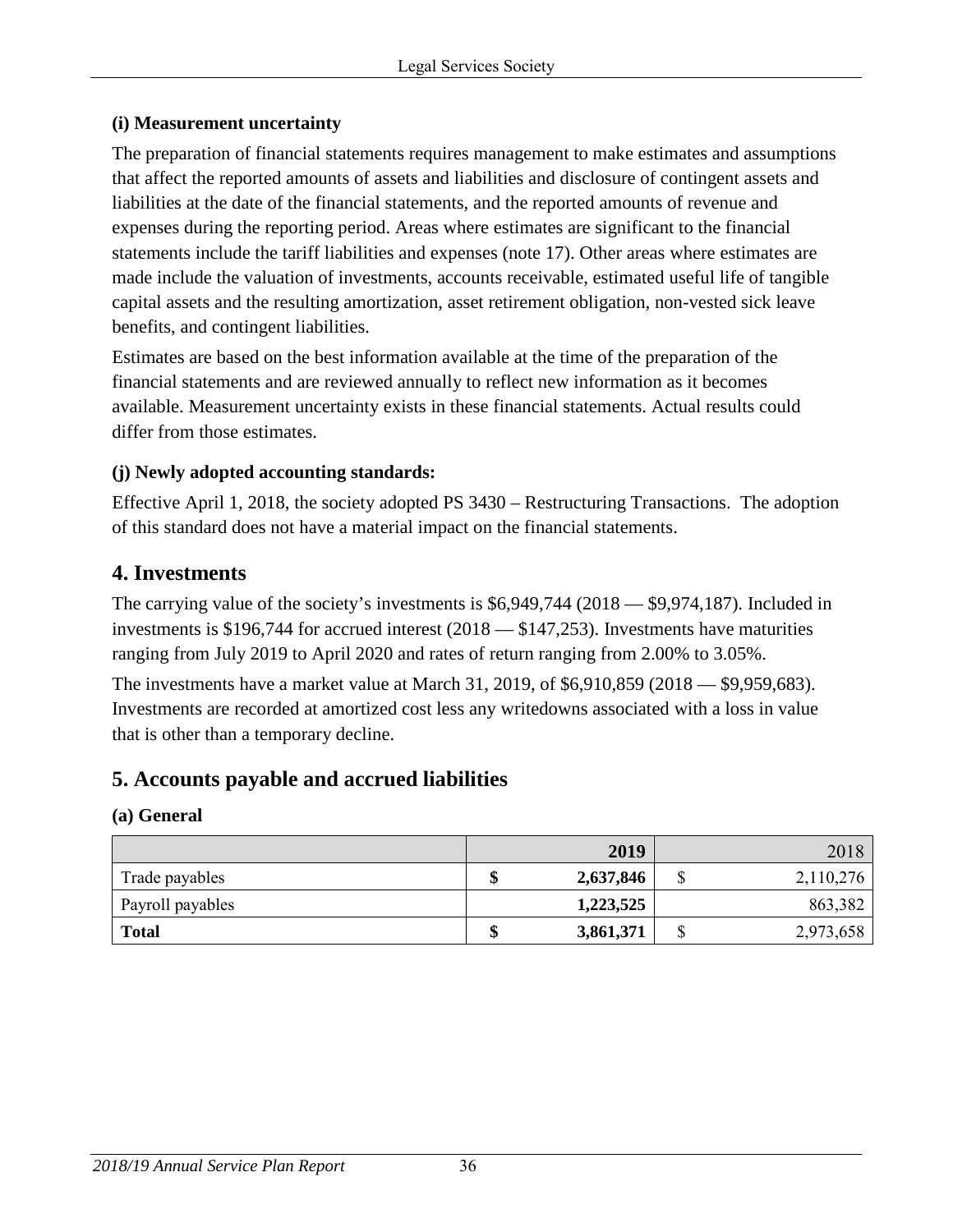### (i) Measurement uncertainty

The preparation of financial statements requires management to make estimates and assumptions that affect the reported amounts of assets and liabilities and disclosure of contingent assets and liabilities at the date of the financial statements, and the reported amounts of revenue and expenses during the reporting period. Areas where estimates are significant to the financial statements include the tariff liabilities and expenses (note 17). Other areas where estimates are made include the valuation of investments, accounts receivable, estimated useful life of tangible capital assets and the resulting amortization, asset retirement obligation, non-vested sick leave benefits, and contingent liabilities.

Estimates are based on the best information available at the time of the preparation of the financial statements and are reviewed annually to reflect new information as it becomes available. Measurement uncertainty exists in these financial statements. Actual results could differ from those estimates.

### (j) Newly adopted accounting standards:

Effective April 1, 2018, the society adopted PS 3430 – Restructuring Transactions. The adoption of this standard does not have a material impact on the financial statements.

## 4. Investments

The carrying value of the society's investments is $6,949,744 (2018 — $9,974,187). Included in investments is $196,744 for accrued interest (2018 — $147,253). Investments have maturities ranging from July 2019 to April 2020 and rates of return ranging from 2.00% to 3.05%.

The investments have a market value at March 31, 2019, of $6,910,859 (2018 — $9,959,683). Investments are recorded at amortized cost less any writedowns associated with a loss in value that is other than a temporary decline.

## 5. Accounts payable and accrued liabilities

### (a) General

| | **2019** | 2018 |
|---|---|---|
| Trade payables | **$ 2,637,846** | $ 2,110,276 |
| Payroll payables | **1,223,525** | 863,382 |
| **Total** | **$ 3,861,371** | $ 2,973,658 |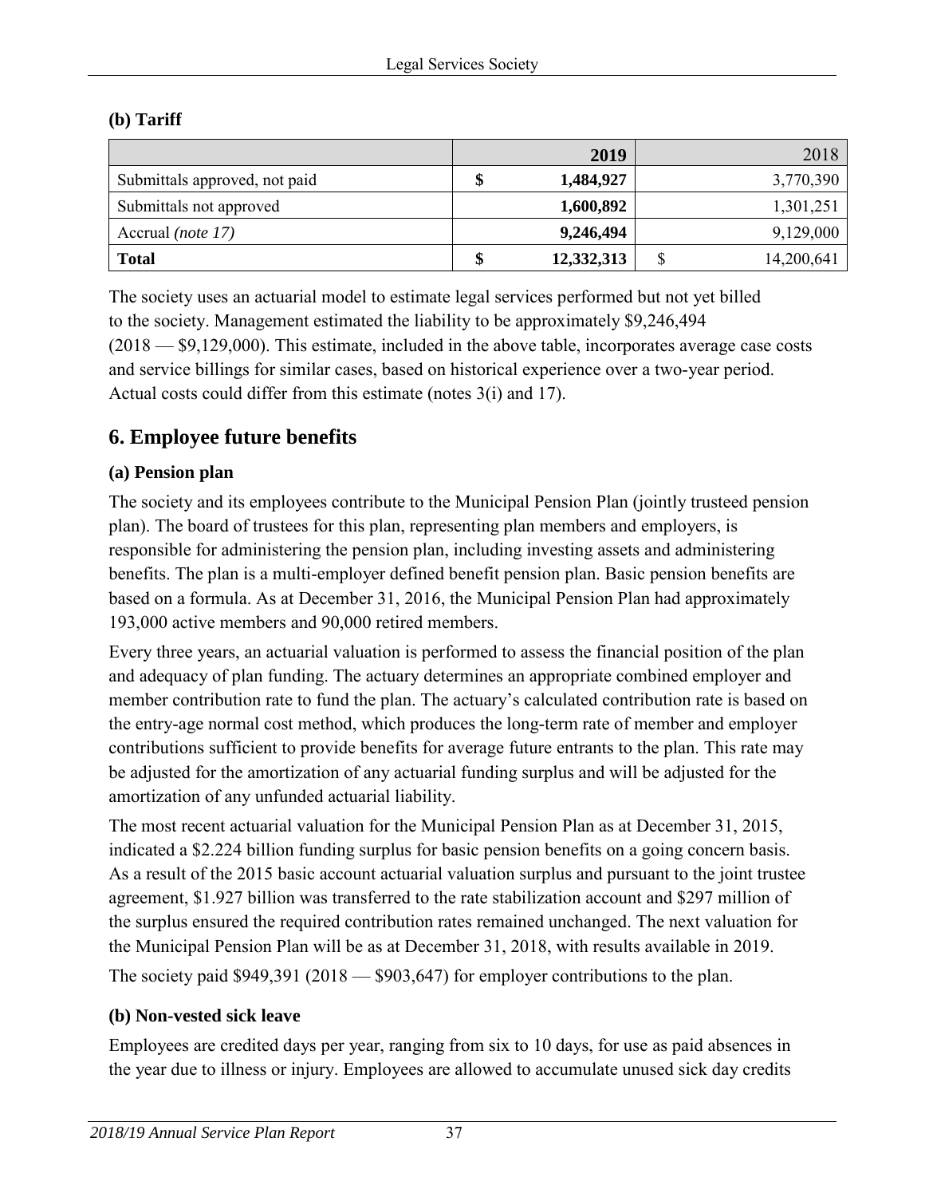### (b) Tariff

| | 2019 | 2018 |
|---|---|---|
| Submittals approved, not paid | $ 1,484,927 | 3,770,390 |
| Submittals not approved | 1,600,892 | 1,301,251 |
| Accrual *(note 17)* | 9,246,494 | 9,129,000 |
| **Total** | $ 12,332,313 | $ 14,200,641 |

The society uses an actuarial model to estimate legal services performed but not yet billed to the society. Management estimated the liability to be approximately $9,246,494 (2018 — $9,129,000). This estimate, included in the above table, incorporates average case costs and service billings for similar cases, based on historical experience over a two-year period. Actual costs could differ from this estimate (notes 3(i) and 17).

## 6. Employee future benefits

### (a) Pension plan

The society and its employees contribute to the Municipal Pension Plan (jointly trusteed pension plan). The board of trustees for this plan, representing plan members and employers, is responsible for administering the pension plan, including investing assets and administering benefits. The plan is a multi-employer defined benefit pension plan. Basic pension benefits are based on a formula. As at December 31, 2016, the Municipal Pension Plan had approximately 193,000 active members and 90,000 retired members.

Every three years, an actuarial valuation is performed to assess the financial position of the plan and adequacy of plan funding. The actuary determines an appropriate combined employer and member contribution rate to fund the plan. The actuary's calculated contribution rate is based on the entry-age normal cost method, which produces the long-term rate of member and employer contributions sufficient to provide benefits for average future entrants to the plan. This rate may be adjusted for the amortization of any actuarial funding surplus and will be adjusted for the amortization of any unfunded actuarial liability.

The most recent actuarial valuation for the Municipal Pension Plan as at December 31, 2015, indicated a $2.224 billion funding surplus for basic pension benefits on a going concern basis. As a result of the 2015 basic account actuarial valuation surplus and pursuant to the joint trustee agreement, $1.927 billion was transferred to the rate stabilization account and $297 million of the surplus ensured the required contribution rates remained unchanged. The next valuation for the Municipal Pension Plan will be as at December 31, 2018, with results available in 2019.

The society paid $949,391 (2018 — $903,647) for employer contributions to the plan.

### (b) Non-vested sick leave

Employees are credited days per year, ranging from six to 10 days, for use as paid absences in the year due to illness or injury. Employees are allowed to accumulate unused sick day credits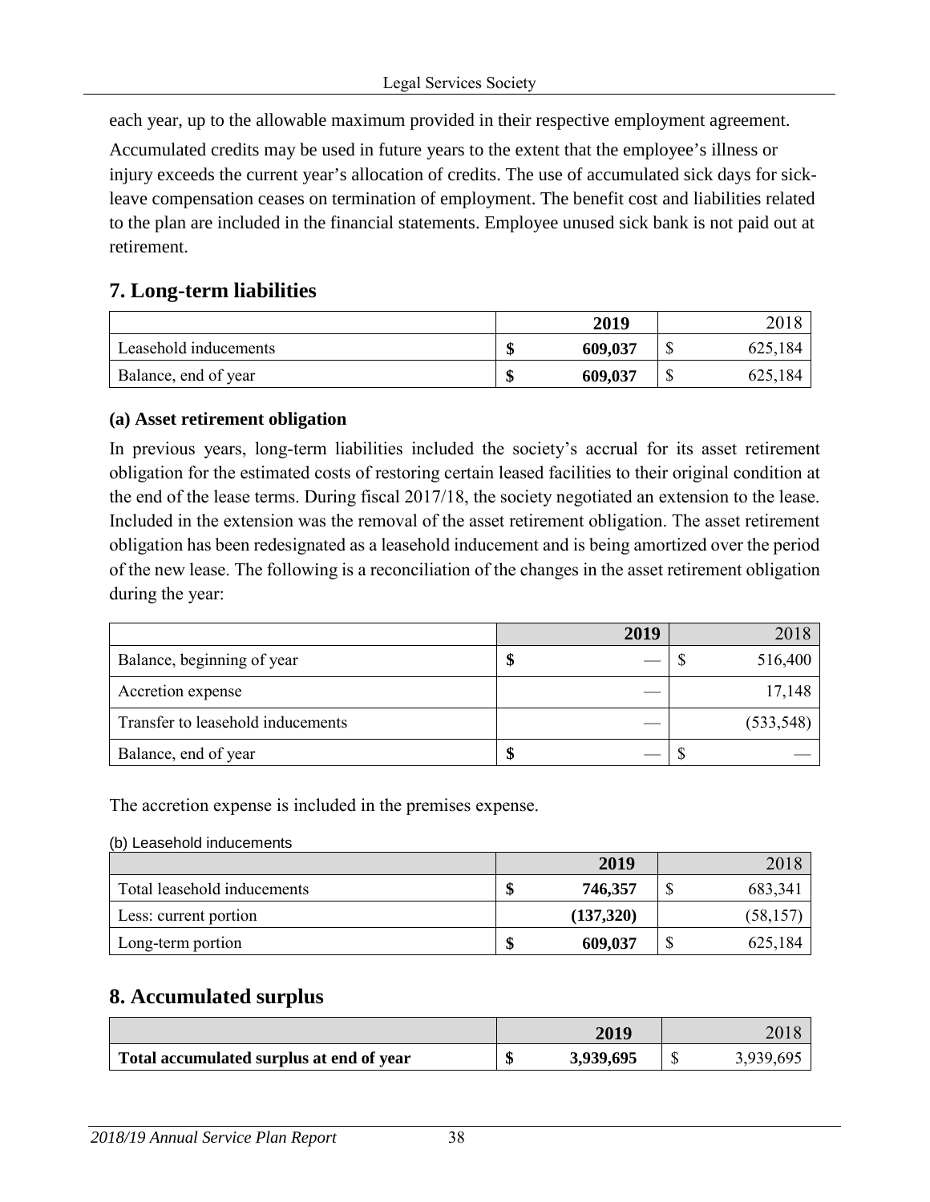each year, up to the allowable maximum provided in their respective employment agreement.

Accumulated credits may be used in future years to the extent that the employee's illness or injury exceeds the current year's allocation of credits. The use of accumulated sick days for sick-leave compensation ceases on termination of employment. The benefit cost and liabilities related to the plan are included in the financial statements. Employee unused sick bank is not paid out at retirement.

## 7. Long-term liabilities

| | | 2019 | | 2018 |
|---|---|---|---|---|
| Leasehold inducements | $ | 609,037 | $ | 625,184 |
| Balance, end of year | $ | 609,037 | $ | 625,184 |

**(a) Asset retirement obligation**

In previous years, long-term liabilities included the society's accrual for its asset retirement obligation for the estimated costs of restoring certain leased facilities to their original condition at the end of the lease terms. During fiscal 2017/18, the society negotiated an extension to the lease. Included in the extension was the removal of the asset retirement obligation. The asset retirement obligation has been redesignated as a leasehold inducement and is being amortized over the period of the new lease. The following is a reconciliation of the changes in the asset retirement obligation during the year:

| | | 2019 | | 2018 |
|---|---|---|---|---|
| Balance, beginning of year | $ | — | $ | 516,400 |
| Accretion expense | | — | | 17,148 |
| Transfer to leasehold inducements | | — | | (533,548) |
| Balance, end of year | $ | — | $ | — |

The accretion expense is included in the premises expense.

(b) Leasehold inducements

| | | 2019 | | 2018 |
|---|---|---|---|---|
| Total leasehold inducements | $ | 746,357 | $ | 683,341 |
| Less: current portion | | (137,320) | | (58,157) |
| Long-term portion | $ | 609,037 | $ | 625,184 |

## 8. Accumulated surplus

| | | 2019 | | 2018 |
|---|---|---|---|---|
| **Total accumulated surplus at end of year** | $ | 3,939,695 | $ | 3,939,695 |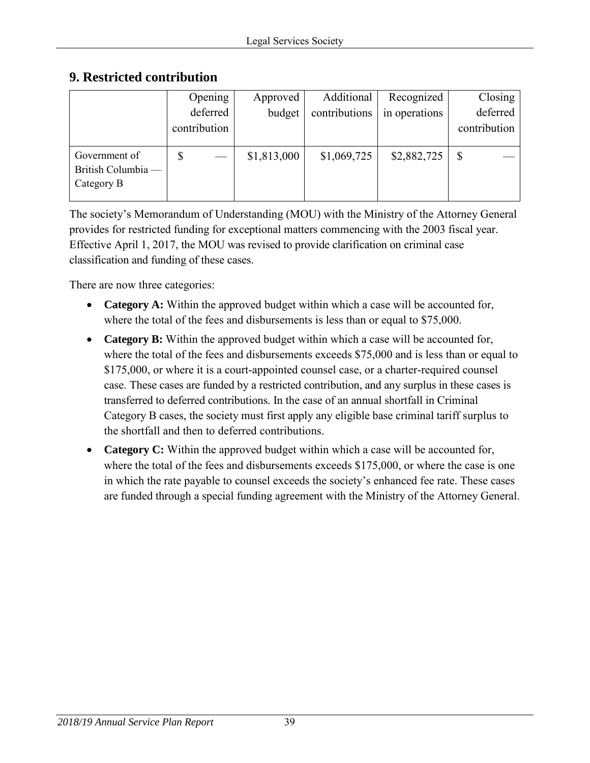## 9. Restricted contribution

| | Opening deferred contribution | Approved budget | Additional contributions | Recognized in operations | Closing deferred contribution |
|---|---|---|---|---|---|
| Government of British Columbia — Category B | $ — | $1,813,000 | $1,069,725 | $2,882,725 | $ — |

The society's Memorandum of Understanding (MOU) with the Ministry of the Attorney General provides for restricted funding for exceptional matters commencing with the 2003 fiscal year. Effective April 1, 2017, the MOU was revised to provide clarification on criminal case classification and funding of these cases.

There are now three categories:

- **Category A:** Within the approved budget within which a case will be accounted for, where the total of the fees and disbursements is less than or equal to $75,000.
- **Category B:** Within the approved budget within which a case will be accounted for, where the total of the fees and disbursements exceeds $75,000 and is less than or equal to $175,000, or where it is a court-appointed counsel case, or a charter-required counsel case. These cases are funded by a restricted contribution, and any surplus in these cases is transferred to deferred contributions. In the case of an annual shortfall in Criminal Category B cases, the society must first apply any eligible base criminal tariff surplus to the shortfall and then to deferred contributions.
- **Category C:** Within the approved budget within which a case will be accounted for, where the total of the fees and disbursements exceeds $175,000, or where the case is one in which the rate payable to counsel exceeds the society's enhanced fee rate. These cases are funded through a special funding agreement with the Ministry of the Attorney General.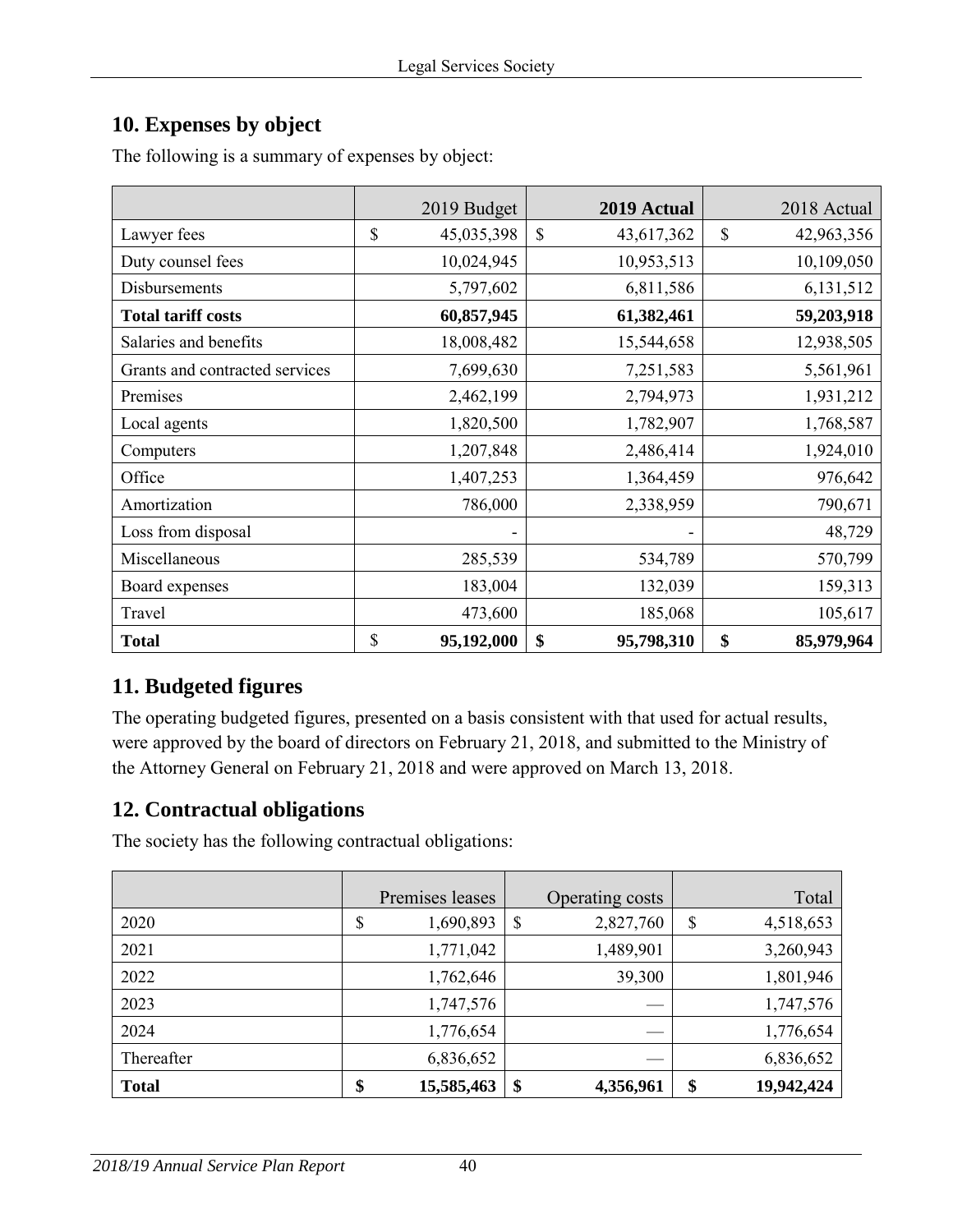## 10. Expenses by object

The following is a summary of expenses by object:

| | 2019 Budget | **2019 Actual** | 2018 Actual |
|---|---|---|---|
| Lawyer fees | $ 45,035,398 | $ 43,617,362 | $ 42,963,356 |
| Duty counsel fees | 10,024,945 | 10,953,513 | 10,109,050 |
| Disbursements | 5,797,602 | 6,811,586 | 6,131,512 |
| **Total tariff costs** | **60,857,945** | **61,382,461** | **59,203,918** |
| Salaries and benefits | 18,008,482 | 15,544,658 | 12,938,505 |
| Grants and contracted services | 7,699,630 | 7,251,583 | 5,561,961 |
| Premises | 2,462,199 | 2,794,973 | 1,931,212 |
| Local agents | 1,820,500 | 1,782,907 | 1,768,587 |
| Computers | 1,207,848 | 2,486,414 | 1,924,010 |
| Office | 1,407,253 | 1,364,459 | 976,642 |
| Amortization | 786,000 | 2,338,959 | 790,671 |
| Loss from disposal | - | - | 48,729 |
| Miscellaneous | 285,539 | 534,789 | 570,799 |
| Board expenses | 183,004 | 132,039 | 159,313 |
| Travel | 473,600 | 185,068 | 105,617 |
| **Total** | $ **95,192,000** | **$ 95,798,310** | **$ 85,979,964** |

## 11. Budgeted figures

The operating budgeted figures, presented on a basis consistent with that used for actual results, were approved by the board of directors on February 21, 2018, and submitted to the Ministry of the Attorney General on February 21, 2018 and were approved on March 13, 2018.

## 12. Contractual obligations

The society has the following contractual obligations:

| | Premises leases | Operating costs | Total |
|---|---|---|---|
| 2020 | $ 1,690,893 | $ 2,827,760 | $ 4,518,653 |
| 2021 | 1,771,042 | 1,489,901 | 3,260,943 |
| 2022 | 1,762,646 | 39,300 | 1,801,946 |
| 2023 | 1,747,576 | — | 1,747,576 |
| 2024 | 1,776,654 | — | 1,776,654 |
| Thereafter | 6,836,652 | — | 6,836,652 |
| **Total** | **$ 15,585,463** | **$ 4,356,961** | **$ 19,942,424** |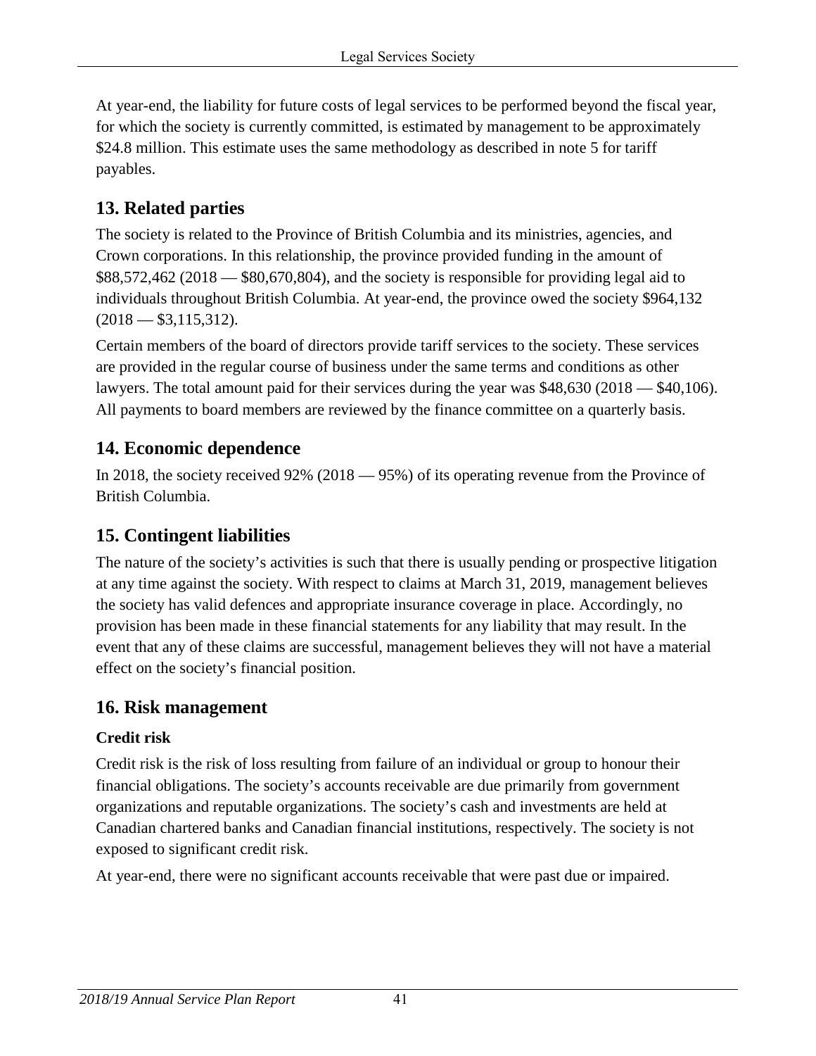At year-end, the liability for future costs of legal services to be performed beyond the fiscal year, for which the society is currently committed, is estimated by management to be approximately \$24.8 million. This estimate uses the same methodology as described in note 5 for tariff payables.

## 13. Related parties

The society is related to the Province of British Columbia and its ministries, agencies, and Crown corporations. In this relationship, the province provided funding in the amount of \$88,572,462 (2018 — \$80,670,804), and the society is responsible for providing legal aid to individuals throughout British Columbia. At year-end, the province owed the society \$964,132 (2018 — \$3,115,312).

Certain members of the board of directors provide tariff services to the society. These services are provided in the regular course of business under the same terms and conditions as other lawyers. The total amount paid for their services during the year was \$48,630 (2018 — \$40,106). All payments to board members are reviewed by the finance committee on a quarterly basis.

## 14. Economic dependence

In 2018, the society received 92% (2018 — 95%) of its operating revenue from the Province of British Columbia.

## 15. Contingent liabilities

The nature of the society's activities is such that there is usually pending or prospective litigation at any time against the society. With respect to claims at March 31, 2019, management believes the society has valid defences and appropriate insurance coverage in place. Accordingly, no provision has been made in these financial statements for any liability that may result. In the event that any of these claims are successful, management believes they will not have a material effect on the society's financial position.

## 16. Risk management

### Credit risk

Credit risk is the risk of loss resulting from failure of an individual or group to honour their financial obligations. The society's accounts receivable are due primarily from government organizations and reputable organizations. The society's cash and investments are held at Canadian chartered banks and Canadian financial institutions, respectively. The society is not exposed to significant credit risk.

At year-end, there were no significant accounts receivable that were past due or impaired.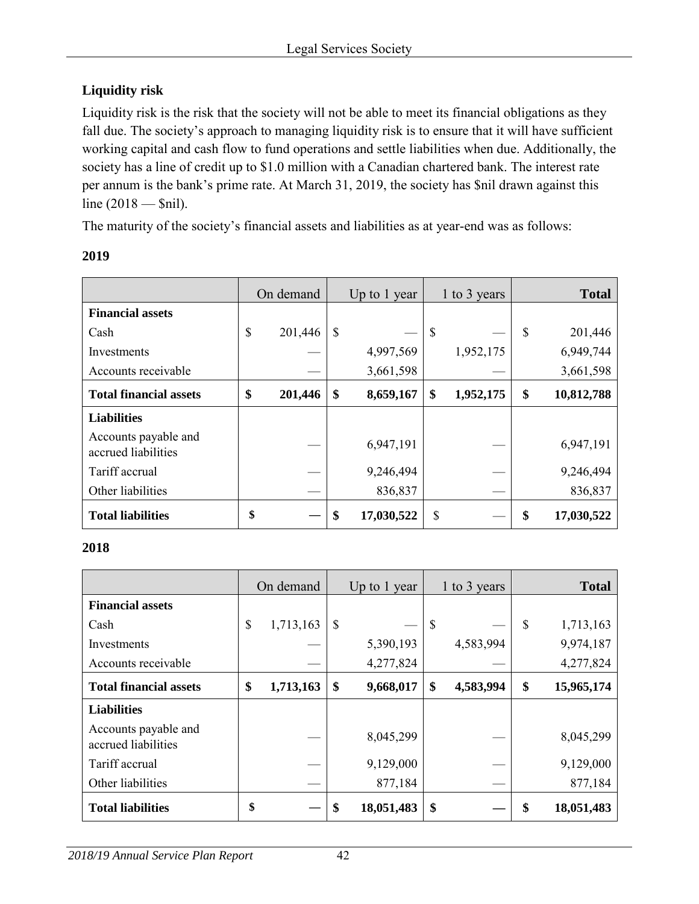### Liquidity risk

Liquidity risk is the risk that the society will not be able to meet its financial obligations as they fall due. The society's approach to managing liquidity risk is to ensure that it will have sufficient working capital and cash flow to fund operations and settle liabilities when due. Additionally, the society has a line of credit up to $1.0 million with a Canadian chartered bank. The interest rate per annum is the bank's prime rate. At March 31, 2019, the society has $nil drawn against this line (2018 — $nil).

The maturity of the society's financial assets and liabilities as at year-end was as follows:

**2019**

| | On demand | Up to 1 year | 1 to 3 years | **Total** |
|---|---|---|---|---|
| **Financial assets** | | | | |
| Cash | $ 201,446 | $ — | $ — | $ 201,446 |
| Investments | — | 4,997,569 | 1,952,175 | 6,949,744 |
| Accounts receivable | — | 3,661,598 | — | 3,661,598 |
| **Total financial assets** | **$ 201,446** | **$ 8,659,167** | **$ 1,952,175** | **$ 10,812,788** |
| **Liabilities** | | | | |
| Accounts payable and accrued liabilities | — | 6,947,191 | — | 6,947,191 |
| Tariff accrual | — | 9,246,494 | — | 9,246,494 |
| Other liabilities | — | 836,837 | — | 836,837 |
| **Total liabilities** | **$ —** | **$ 17,030,522** | $ — | **$ 17,030,522** |

**2018**

| | On demand | Up to 1 year | 1 to 3 years | **Total** |
|---|---|---|---|---|
| **Financial assets** | | | | |
| Cash | $ 1,713,163 | $ — | $ — | $ 1,713,163 |
| Investments | — | 5,390,193 | 4,583,994 | 9,974,187 |
| Accounts receivable | — | 4,277,824 | — | 4,277,824 |
| **Total financial assets** | **$ 1,713,163** | **$ 9,668,017** | **$ 4,583,994** | **$ 15,965,174** |
| **Liabilities** | | | | |
| Accounts payable and accrued liabilities | — | 8,045,299 | — | 8,045,299 |
| Tariff accrual | — | 9,129,000 | — | 9,129,000 |
| Other liabilities | — | 877,184 | — | 877,184 |
| **Total liabilities** | **$ —** | **$ 18,051,483** | **$ —** | **$ 18,051,483** |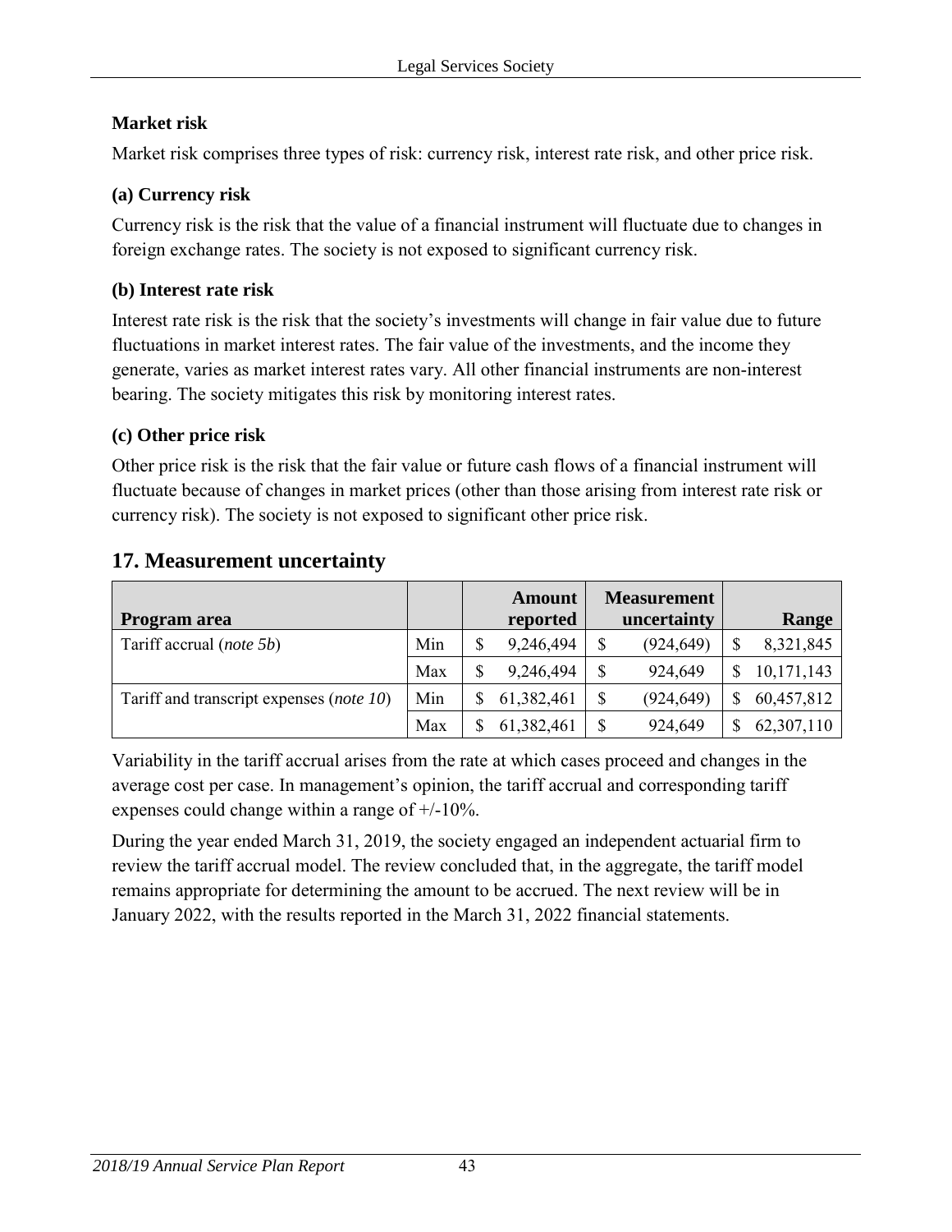### Market risk

Market risk comprises three types of risk: currency risk, interest rate risk, and other price risk.

#### (a) Currency risk

Currency risk is the risk that the value of a financial instrument will fluctuate due to changes in foreign exchange rates. The society is not exposed to significant currency risk.

#### (b) Interest rate risk

Interest rate risk is the risk that the society's investments will change in fair value due to future fluctuations in market interest rates. The fair value of the investments, and the income they generate, varies as market interest rates vary. All other financial instruments are non-interest bearing. The society mitigates this risk by monitoring interest rates.

#### (c) Other price risk

Other price risk is the risk that the fair value or future cash flows of a financial instrument will fluctuate because of changes in market prices (other than those arising from interest rate risk or currency risk). The society is not exposed to significant other price risk.

## 17. Measurement uncertainty

| Program area | | Amount reported | Measurement uncertainty | Range |
|---|---|---|---|---|
| Tariff accrual (*note 5b*) | Min | $ 9,246,494 | $ (924,649) | $ 8,321,845 |
| | Max | $ 9,246,494 | $ 924,649 | $ 10,171,143 |
| Tariff and transcript expenses (*note 10*) | Min | $ 61,382,461 | $ (924,649) | $ 60,457,812 |
| | Max | $ 61,382,461 | $ 924,649 | $ 62,307,110 |

Variability in the tariff accrual arises from the rate at which cases proceed and changes in the average cost per case. In management's opinion, the tariff accrual and corresponding tariff expenses could change within a range of +/-10%.

During the year ended March 31, 2019, the society engaged an independent actuarial firm to review the tariff accrual model. The review concluded that, in the aggregate, the tariff model remains appropriate for determining the amount to be accrued. The next review will be in January 2022, with the results reported in the March 31, 2022 financial statements.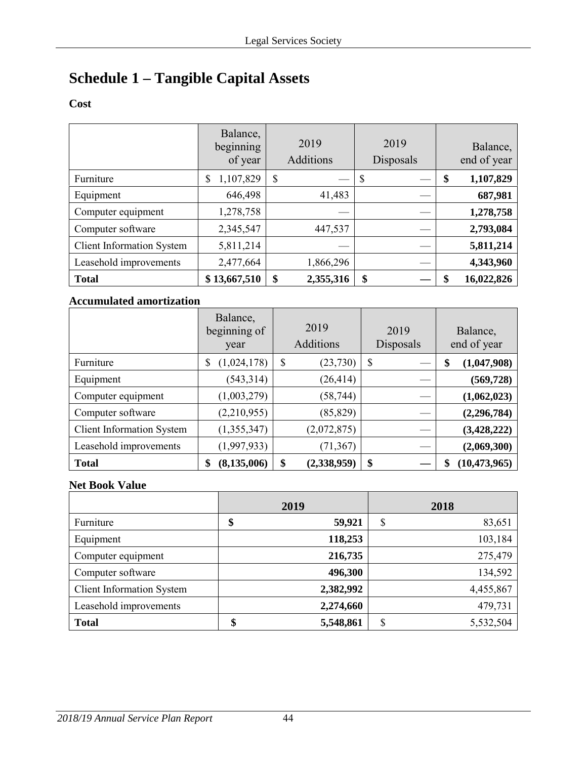# Schedule 1 – Tangible Capital Assets

**Cost**

| | Balance, beginning of year | 2019 Additions | 2019 Disposals | Balance, end of year |
|---|---|---|---|---|
| Furniture | $ 1,107,829 | $ — | $ — | **$ 1,107,829** |
| Equipment | 646,498 | 41,483 | — | **687,981** |
| Computer equipment | 1,278,758 | — | — | **1,278,758** |
| Computer software | 2,345,547 | 447,537 | — | **2,793,084** |
| Client Information System | 5,811,214 | — | — | **5,811,214** |
| Leasehold improvements | 2,477,664 | 1,866,296 | — | **4,343,960** |
| **Total** | **$ 13,667,510** | **$ 2,355,316** | **$ —** | **$ 16,022,826** |

**Accumulated amortization**

| | Balance, beginning of year | 2019 Additions | 2019 Disposals | Balance, end of year |
|---|---|---|---|---|
| Furniture | $ (1,024,178) | $ (23,730) | $ — | **$ (1,047,908)** |
| Equipment | (543,314) | (26,414) | — | **(569,728)** |
| Computer equipment | (1,003,279) | (58,744) | — | **(1,062,023)** |
| Computer software | (2,210,955) | (85,829) | — | **(2,296,784)** |
| Client Information System | (1,355,347) | (2,072,875) | — | **(3,428,222)** |
| Leasehold improvements | (1,997,933) | (71,367) | — | **(2,069,300)** |
| **Total** | **$ (8,135,006)** | **$ (2,338,959)** | **$ —** | **$ (10,473,965)** |

**Net Book Value**

| | 2019 | 2018 |
|---|---|---|
| Furniture | **$ 59,921** | $ 83,651 |
| Equipment | **118,253** | 103,184 |
| Computer equipment | **216,735** | 275,479 |
| Computer software | **496,300** | 134,592 |
| Client Information System | **2,382,992** | 4,455,867 |
| Leasehold improvements | **2,274,660** | 479,731 |
| **Total** | **$ 5,548,861** | $ 5,532,504 |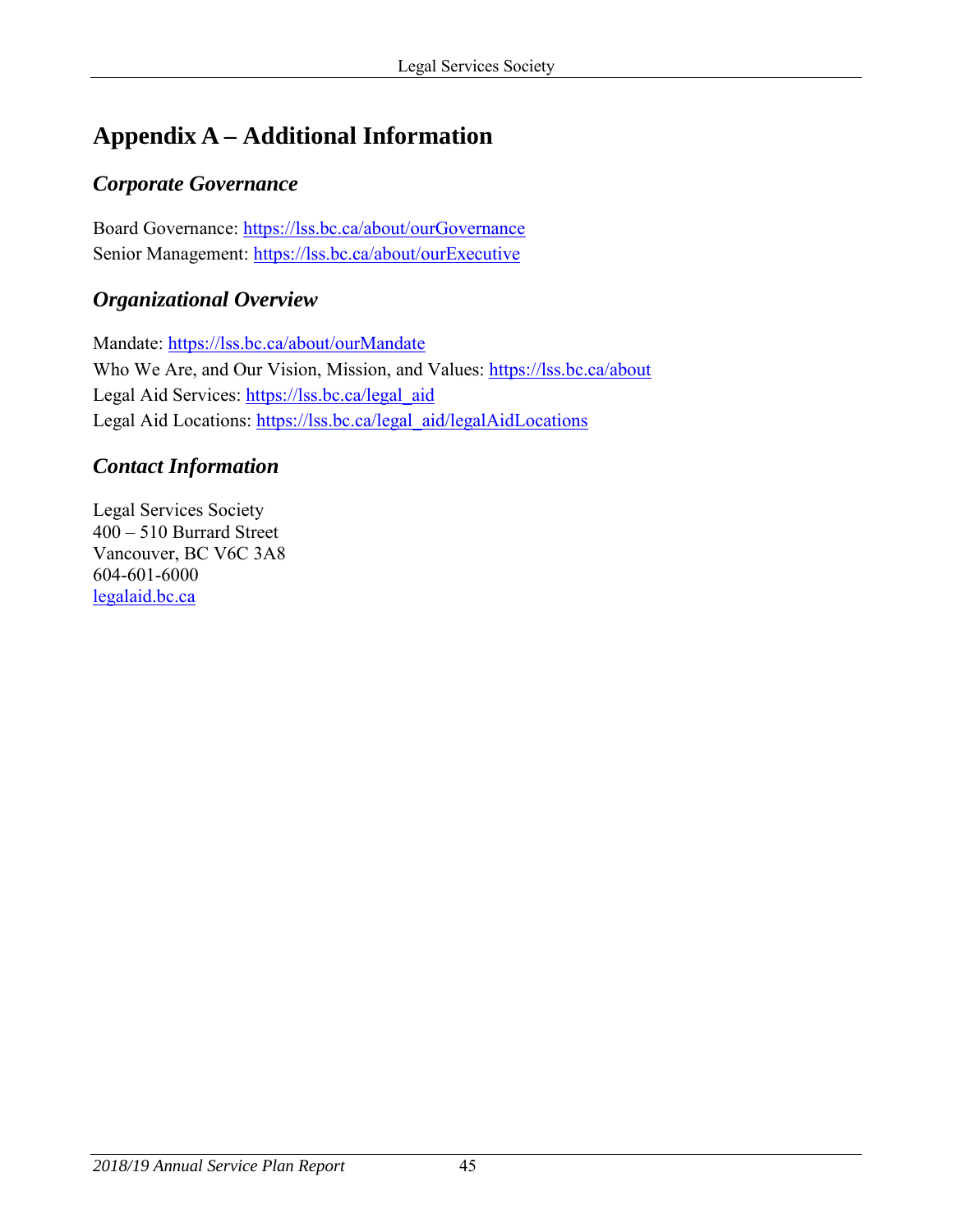# Appendix A – Additional Information

## *Corporate Governance*

Board Governance: https://lss.bc.ca/about/ourGovernance
Senior Management: https://lss.bc.ca/about/ourExecutive

## *Organizational Overview*

Mandate: https://lss.bc.ca/about/ourMandate
Who We Are, and Our Vision, Mission, and Values: https://lss.bc.ca/about
Legal Aid Services: https://lss.bc.ca/legal_aid
Legal Aid Locations: https://lss.bc.ca/legal_aid/legalAidLocations

## *Contact Information*

Legal Services Society
400 – 510 Burrard Street
Vancouver, BC V6C 3A8
604-601-6000
legalaid.bc.ca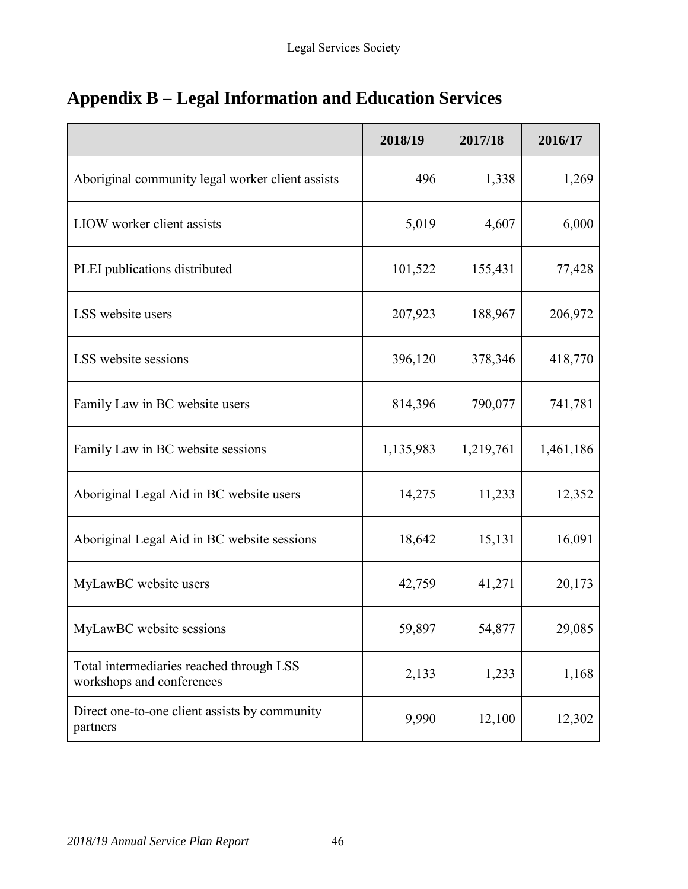# Appendix B – Legal Information and Education Services

| | 2018/19 | 2017/18 | 2016/17 |
|---|---|---|---|
| Aboriginal community legal worker client assists | 496 | 1,338 | 1,269 |
| LIOW worker client assists | 5,019 | 4,607 | 6,000 |
| PLEI publications distributed | 101,522 | 155,431 | 77,428 |
| LSS website users | 207,923 | 188,967 | 206,972 |
| LSS website sessions | 396,120 | 378,346 | 418,770 |
| Family Law in BC website users | 814,396 | 790,077 | 741,781 |
| Family Law in BC website sessions | 1,135,983 | 1,219,761 | 1,461,186 |
| Aboriginal Legal Aid in BC website users | 14,275 | 11,233 | 12,352 |
| Aboriginal Legal Aid in BC website sessions | 18,642 | 15,131 | 16,091 |
| MyLawBC website users | 42,759 | 41,271 | 20,173 |
| MyLawBC website sessions | 59,897 | 54,877 | 29,085 |
| Total intermediaries reached through LSS workshops and conferences | 2,133 | 1,233 | 1,168 |
| Direct one-to-one client assists by community partners | 9,990 | 12,100 | 12,302 |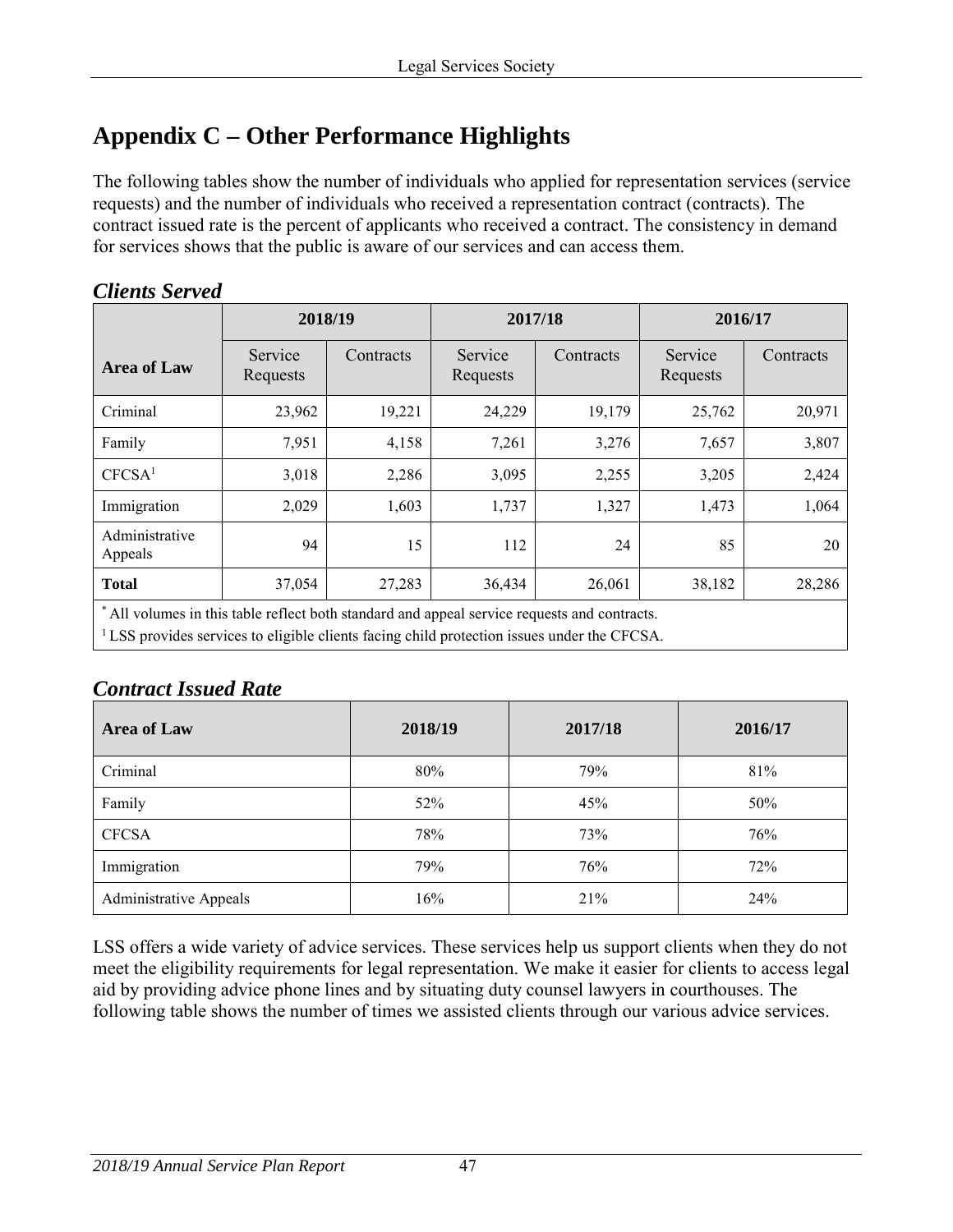# Appendix C – Other Performance Highlights

The following tables show the number of individuals who applied for representation services (service requests) and the number of individuals who received a representation contract (contracts). The contract issued rate is the percent of applicants who received a contract. The consistency in demand for services shows that the public is aware of our services and can access them.

## *Clients Served*

| Area of Law | 2018/19 | | 2017/18 | | 2016/17 | |
|---|---|---|---|---|---|---|
| | Service Requests | Contracts | Service Requests | Contracts | Service Requests | Contracts |
| Criminal | 23,962 | 19,221 | 24,229 | 19,179 | 25,762 | 20,971 |
| Family | 7,951 | 4,158 | 7,261 | 3,276 | 7,657 | 3,807 |
| CFCSA[1] | 3,018 | 2,286 | 3,095 | 2,255 | 3,205 | 2,424 |
| Immigration | 2,029 | 1,603 | 1,737 | 1,327 | 1,473 | 1,064 |
| Administrative Appeals | 94 | 15 | 112 | 24 | 85 | 20 |
| **Total** | 37,054 | 27,283 | 36,434 | 26,061 | 38,182 | 28,286 |

[*] All volumes in this table reflect both standard and appeal service requests and contracts.
[1] LSS provides services to eligible clients facing child protection issues under the CFCSA.

## *Contract Issued Rate*

| Area of Law | 2018/19 | 2017/18 | 2016/17 |
|---|---|---|---|
| Criminal | 80% | 79% | 81% |
| Family | 52% | 45% | 50% |
| CFCSA | 78% | 73% | 76% |
| Immigration | 79% | 76% | 72% |
| Administrative Appeals | 16% | 21% | 24% |

LSS offers a wide variety of advice services. These services help us support clients when they do not meet the eligibility requirements for legal representation. We make it easier for clients to access legal aid by providing advice phone lines and by situating duty counsel lawyers in courthouses. The following table shows the number of times we assisted clients through our various advice services.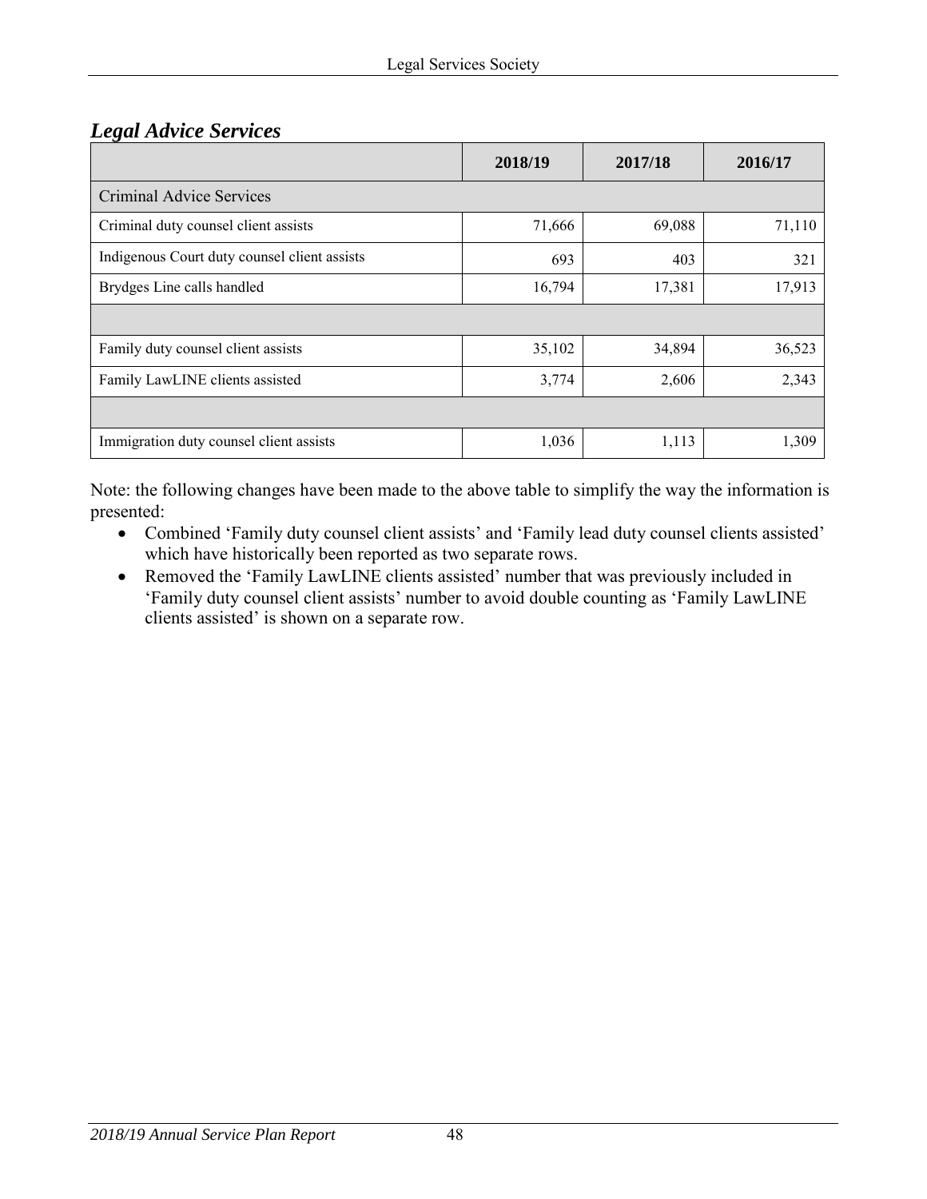## *Legal Advice Services*

| | 2018/19 | 2017/18 | 2016/17 |
|---|---|---|---|
| Criminal Advice Services | | | |
| Criminal duty counsel client assists | 71,666 | 69,088 | 71,110 |
| Indigenous Court duty counsel client assists | 693 | 403 | 321 |
| Brydges Line calls handled | 16,794 | 17,381 | 17,913 |
| | | | |
| Family duty counsel client assists | 35,102 | 34,894 | 36,523 |
| Family LawLINE clients assisted | 3,774 | 2,606 | 2,343 |
| | | | |
| Immigration duty counsel client assists | 1,036 | 1,113 | 1,309 |

Note: the following changes have been made to the above table to simplify the way the information is presented:

- Combined 'Family duty counsel client assists' and 'Family lead duty counsel clients assisted' which have historically been reported as two separate rows.
- Removed the 'Family LawLINE clients assisted' number that was previously included in 'Family duty counsel client assists' number to avoid double counting as 'Family LawLINE clients assisted' is shown on a separate row.